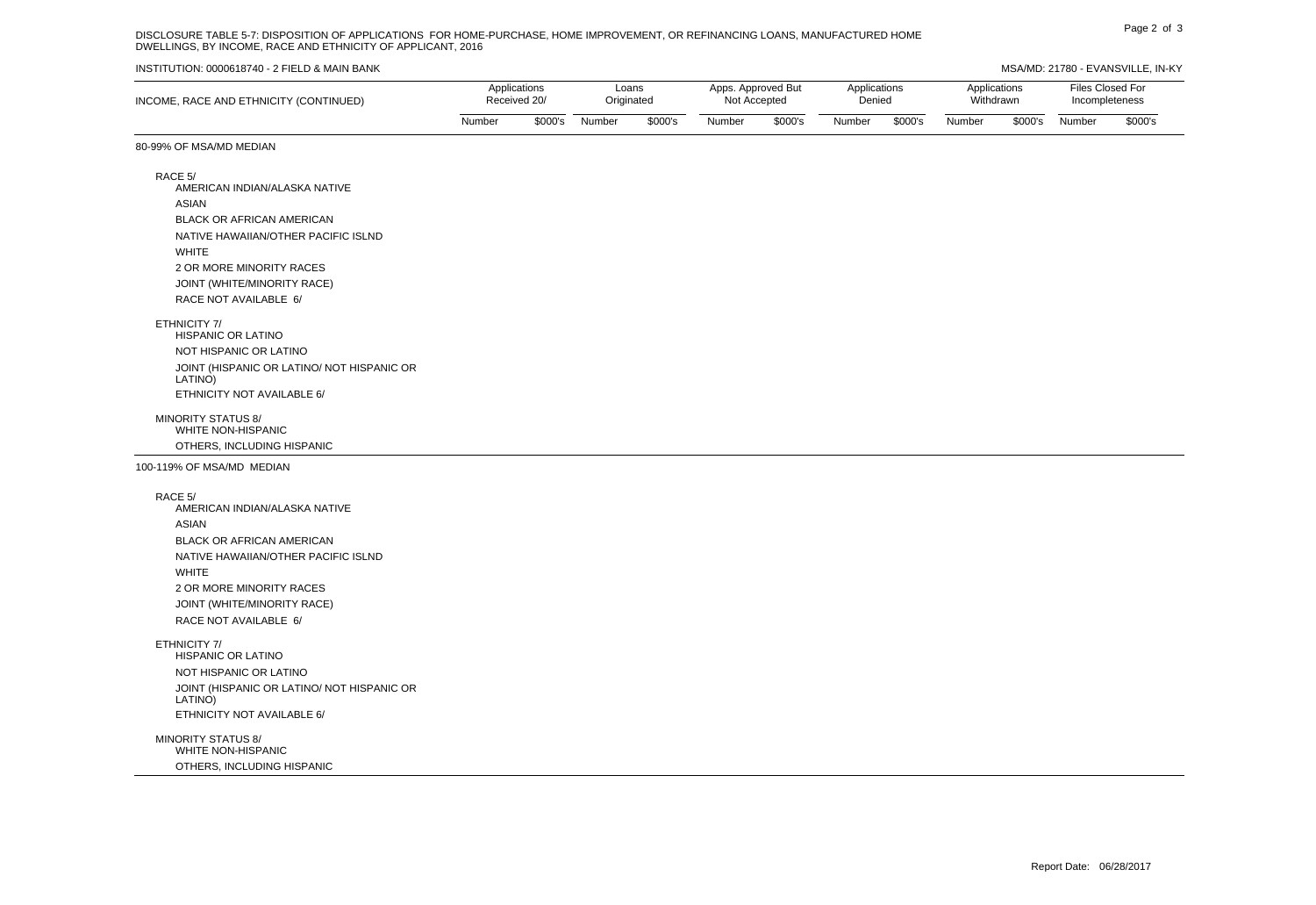DISCLOSURE TABLE 5-7: DISPOSITION OF APPLICATIONS FOR HOME-PURCHASE, HOME IMPROVEMENT, OR REFINANCING LOANS, MANUFACTURED HOME DWELLINGS, BY INCOME, RACE AND ETHNICITY OF APPLICANT, 2016

INSTITUTION: 0000618740 - 2 FIELD & MAIN BANK

MSA/MD: 21780 - EVANSVILLE, IN-KY

| INCOME, RACE AND ETHNICITY (CONTINUED) | Applications Received 20/ | | Loans Originated | | Apps. Approved But Not Accepted | | Applications Denied | | Applications Withdrawn | | Files Closed For Incompleteness | |
|---|---|---|---|---|---|---|---|---|---|---|---|---|
| | Number | $000's | Number | $000's | Number | $000's | Number | $000's | Number | $000's | Number | $000's |
| **80-99% OF MSA/MD MEDIAN** | | | | | | | | | | | | |
| RACE 5/ | | | | | | | | | | | | |
| AMERICAN INDIAN/ALASKA NATIVE | | | | | | | | | | | | |
| ASIAN | | | | | | | | | | | | |
| BLACK OR AFRICAN AMERICAN | | | | | | | | | | | | |
| NATIVE HAWAIIAN/OTHER PACIFIC ISLND | | | | | | | | | | | | |
| WHITE | | | | | | | | | | | | |
| 2 OR MORE MINORITY RACES | | | | | | | | | | | | |
| JOINT (WHITE/MINORITY RACE) | | | | | | | | | | | | |
| RACE NOT AVAILABLE 6/ | | | | | | | | | | | | |
| ETHNICITY 7/ | | | | | | | | | | | | |
| HISPANIC OR LATINO | | | | | | | | | | | | |
| NOT HISPANIC OR LATINO | | | | | | | | | | | | |
| JOINT (HISPANIC OR LATINO/ NOT HISPANIC OR LATINO) | | | | | | | | | | | | |
| ETHNICITY NOT AVAILABLE 6/ | | | | | | | | | | | | |
| MINORITY STATUS 8/ | | | | | | | | | | | | |
| WHITE NON-HISPANIC | | | | | | | | | | | | |
| OTHERS, INCLUDING HISPANIC | | | | | | | | | | | | |
| **100-119% OF MSA/MD MEDIAN** | | | | | | | | | | | | |
| RACE 5/ | | | | | | | | | | | | |
| AMERICAN INDIAN/ALASKA NATIVE | | | | | | | | | | | | |
| ASIAN | | | | | | | | | | | | |
| BLACK OR AFRICAN AMERICAN | | | | | | | | | | | | |
| NATIVE HAWAIIAN/OTHER PACIFIC ISLND | | | | | | | | | | | | |
| WHITE | | | | | | | | | | | | |
| 2 OR MORE MINORITY RACES | | | | | | | | | | | | |
| JOINT (WHITE/MINORITY RACE) | | | | | | | | | | | | |
| RACE NOT AVAILABLE 6/ | | | | | | | | | | | | |
| ETHNICITY 7/ | | | | | | | | | | | | |
| HISPANIC OR LATINO | | | | | | | | | | | | |
| NOT HISPANIC OR LATINO | | | | | | | | | | | | |
| JOINT (HISPANIC OR LATINO/ NOT HISPANIC OR LATINO) | | | | | | | | | | | | |
| ETHNICITY NOT AVAILABLE 6/ | | | | | | | | | | | | |
| MINORITY STATUS 8/ | | | | | | | | | | | | |
| WHITE NON-HISPANIC | | | | | | | | | | | | |
| OTHERS, INCLUDING HISPANIC | | | | | | | | | | | | |

Report Date: 06/28/2017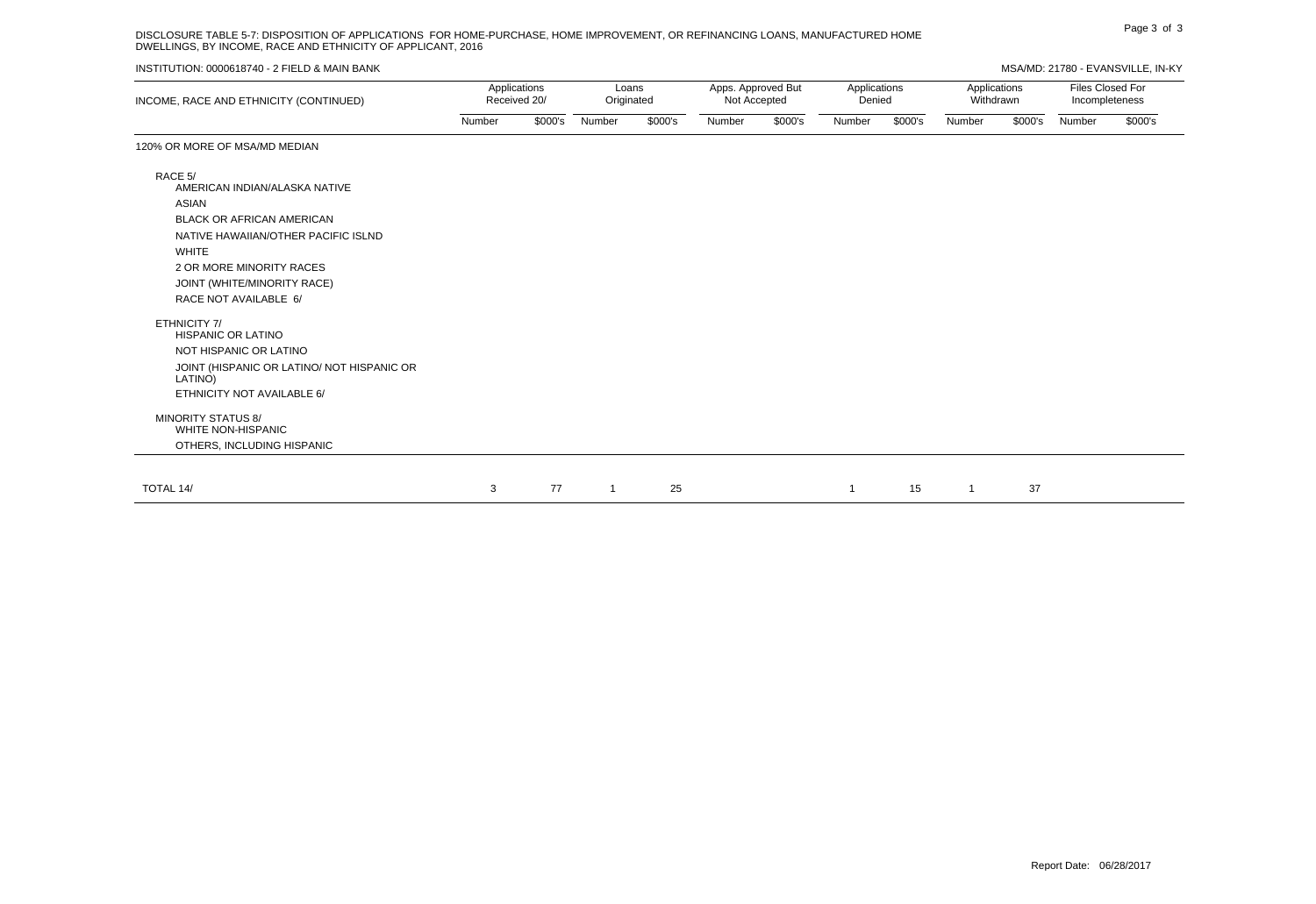DISCLOSURE TABLE 5-7: DISPOSITION OF APPLICATIONS FOR HOME-PURCHASE, HOME IMPROVEMENT, OR REFINANCING LOANS, MANUFACTURED HOME DWELLINGS, BY INCOME, RACE AND ETHNICITY OF APPLICANT, 2016

INSTITUTION: 0000618740 - 2 FIELD & MAIN BANK

MSA/MD: 21780 - EVANSVILLE, IN-KY

| INCOME, RACE AND ETHNICITY (CONTINUED) | Applications Received 20/ | | Loans Originated | | Apps. Approved But Not Accepted | | Applications Denied | | Applications Withdrawn | | Files Closed For Incompleteness | |
|---|---|---|---|---|---|---|---|---|---|---|---|---|
| | Number | $000's | Number | $000's | Number | $000's | Number | $000's | Number | $000's | Number | $000's |
| 120% OR MORE OF MSA/MD MEDIAN | | | | | | | | | | | | |
| RACE 5/ | | | | | | | | | | | | |
| AMERICAN INDIAN/ALASKA NATIVE | | | | | | | | | | | | |
| ASIAN | | | | | | | | | | | | |
| BLACK OR AFRICAN AMERICAN | | | | | | | | | | | | |
| NATIVE HAWAIIAN/OTHER PACIFIC ISLND | | | | | | | | | | | | |
| WHITE | | | | | | | | | | | | |
| 2 OR MORE MINORITY RACES | | | | | | | | | | | | |
| JOINT (WHITE/MINORITY RACE) | | | | | | | | | | | | |
| RACE NOT AVAILABLE 6/ | | | | | | | | | | | | |
| ETHNICITY 7/ | | | | | | | | | | | | |
| HISPANIC OR LATINO | | | | | | | | | | | | |
| NOT HISPANIC OR LATINO | | | | | | | | | | | | |
| JOINT (HISPANIC OR LATINO/ NOT HISPANIC OR LATINO) | | | | | | | | | | | | |
| ETHNICITY NOT AVAILABLE 6/ | | | | | | | | | | | | |
| MINORITY STATUS 8/ | | | | | | | | | | | | |
| WHITE NON-HISPANIC | | | | | | | | | | | | |
| OTHERS, INCLUDING HISPANIC | | | | | | | | | | | | |
| TOTAL 14/ | 3 | 77 | 1 | 25 | | | 1 | 15 | 1 | 37 | | |

Report Date: 06/28/2017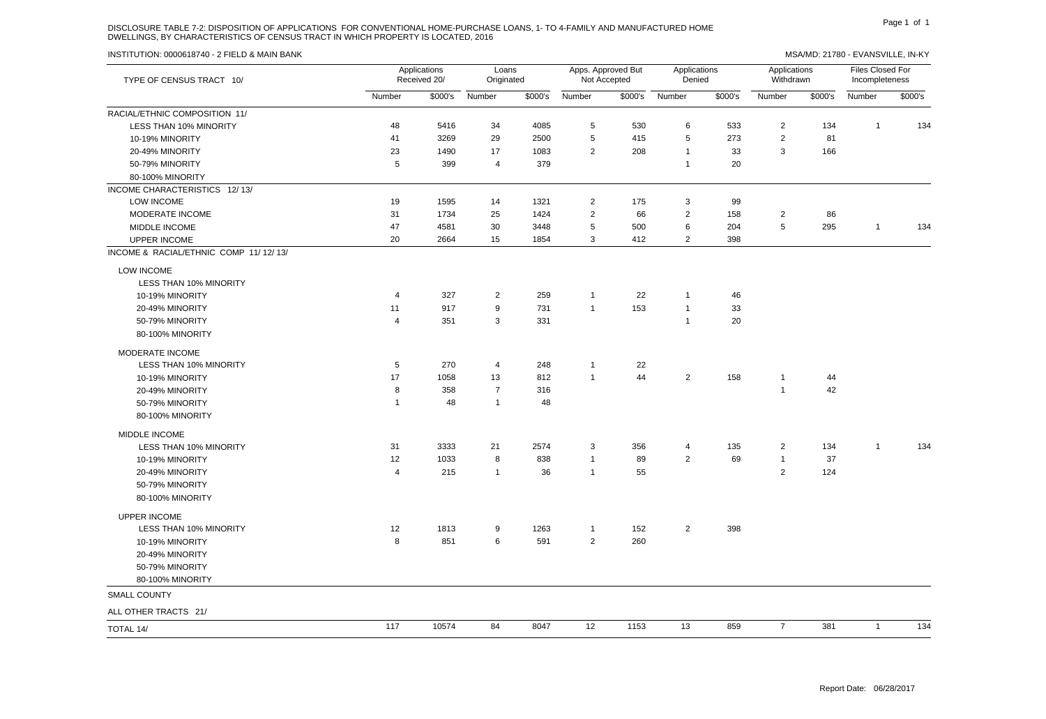DISCLOSURE TABLE 7-2: DISPOSITION OF APPLICATIONS FOR CONVENTIONAL HOME-PURCHASE LOANS, 1- TO 4-FAMILY AND MANUFACTURED HOME DWELLINGS, BY CHARACTERISTICS OF CENSUS TRACT IN WHICH PROPERTY IS LOCATED, 2016

INSTITUTION: 0000618740 - 2 FIELD & MAIN BANK

MSA/MD: 21780 - EVANSVILLE, IN-KY

| TYPE OF CENSUS TRACT 10/ | Applications Received 20/ | | Loans Originated | | Apps. Approved But Not Accepted | | Applications Denied | | Applications Withdrawn | | Files Closed For Incompleteness | |
|---|---|---|---|---|---|---|---|---|---|---|---|---|
| | Number | $000's | Number | $000's | Number | $000's | Number | $000's | Number | $000's | Number | $000's |
| RACIAL/ETHNIC COMPOSITION 11/ | | | | | | | | | | | | |
| LESS THAN 10% MINORITY | 48 | 5416 | 34 | 4085 | 5 | 530 | 6 | 533 | 2 | 134 | 1 | 134 |
| 10-19% MINORITY | 41 | 3269 | 29 | 2500 | 5 | 415 | 5 | 273 | 2 | 81 | | |
| 20-49% MINORITY | 23 | 1490 | 17 | 1083 | 2 | 208 | 1 | 33 | 3 | 166 | | |
| 50-79% MINORITY | 5 | 399 | 4 | 379 | | | 1 | 20 | | | | |
| 80-100% MINORITY | | | | | | | | | | | | |
| INCOME CHARACTERISTICS 12/ 13/ | | | | | | | | | | | | |
| LOW INCOME | 19 | 1595 | 14 | 1321 | 2 | 175 | 3 | 99 | | | | |
| MODERATE INCOME | 31 | 1734 | 25 | 1424 | 2 | 66 | 2 | 158 | 2 | 86 | | |
| MIDDLE INCOME | 47 | 4581 | 30 | 3448 | 5 | 500 | 6 | 204 | 5 | 295 | 1 | 134 |
| UPPER INCOME | 20 | 2664 | 15 | 1854 | 3 | 412 | 2 | 398 | | | | |
| INCOME & RACIAL/ETHNIC COMP 11/ 12/ 13/ | | | | | | | | | | | | |
| LOW INCOME | | | | | | | | | | | | |
| LESS THAN 10% MINORITY | | | | | | | | | | | | |
| 10-19% MINORITY | 4 | 327 | 2 | 259 | 1 | 22 | 1 | 46 | | | | |
| 20-49% MINORITY | 11 | 917 | 9 | 731 | 1 | 153 | 1 | 33 | | | | |
| 50-79% MINORITY | 4 | 351 | 3 | 331 | | | 1 | 20 | | | | |
| 80-100% MINORITY | | | | | | | | | | | | |
| MODERATE INCOME | | | | | | | | | | | | |
| LESS THAN 10% MINORITY | 5 | 270 | 4 | 248 | 1 | 22 | | | | | | |
| 10-19% MINORITY | 17 | 1058 | 13 | 812 | 1 | 44 | 2 | 158 | 1 | 44 | | |
| 20-49% MINORITY | 8 | 358 | 7 | 316 | | | | | 1 | 42 | | |
| 50-79% MINORITY | 1 | 48 | 1 | 48 | | | | | | | | |
| 80-100% MINORITY | | | | | | | | | | | | |
| MIDDLE INCOME | | | | | | | | | | | | |
| LESS THAN 10% MINORITY | 31 | 3333 | 21 | 2574 | 3 | 356 | 4 | 135 | 2 | 134 | 1 | 134 |
| 10-19% MINORITY | 12 | 1033 | 8 | 838 | 1 | 89 | 2 | 69 | 1 | 37 | | |
| 20-49% MINORITY | 4 | 215 | 1 | 36 | 1 | 55 | | | 2 | 124 | | |
| 50-79% MINORITY | | | | | | | | | | | | |
| 80-100% MINORITY | | | | | | | | | | | | |
| UPPER INCOME | | | | | | | | | | | | |
| LESS THAN 10% MINORITY | 12 | 1813 | 9 | 1263 | 1 | 152 | 2 | 398 | | | | |
| 10-19% MINORITY | 8 | 851 | 6 | 591 | 2 | 260 | | | | | | |
| 20-49% MINORITY | | | | | | | | | | | | |
| 50-79% MINORITY | | | | | | | | | | | | |
| 80-100% MINORITY | | | | | | | | | | | | |
| SMALL COUNTY | | | | | | | | | | | | |
| ALL OTHER TRACTS 21/ | | | | | | | | | | | | |
| TOTAL 14/ | 117 | 10574 | 84 | 8047 | 12 | 1153 | 13 | 859 | 7 | 381 | 1 | 134 |

Report Date: 06/28/2017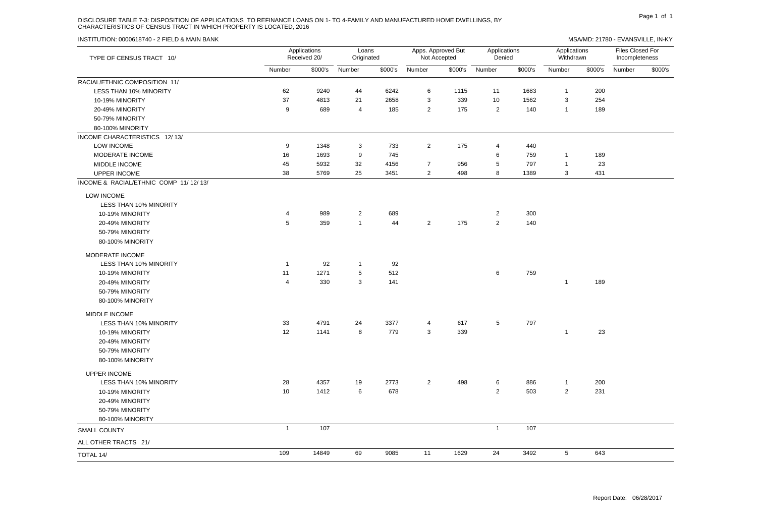DISCLOSURE TABLE 7-3: DISPOSITION OF APPLICATIONS TO REFINANCE LOANS ON 1- TO 4-FAMILY AND MANUFACTURED HOME DWELLINGS, BY CHARACTERISTICS OF CENSUS TRACT IN WHICH PROPERTY IS LOCATED, 2016

INSTITUTION: 0000618740 - 2 FIELD & MAIN BANK

MSA/MD: 21780 - EVANSVILLE, IN-KY

| TYPE OF CENSUS TRACT 10/ | Applications Received 20/ | | Loans Originated | | Apps. Approved But Not Accepted | | Applications Denied | | Applications Withdrawn | | Files Closed For Incompleteness | |
|---|---|---|---|---|---|---|---|---|---|---|---|---|
| | Number | $000's | Number | $000's | Number | $000's | Number | $000's | Number | $000's | Number | $000's |
| RACIAL/ETHNIC COMPOSITION 11/ | | | | | | | | | | | | |
| LESS THAN 10% MINORITY | 62 | 9240 | 44 | 6242 | 6 | 1115 | 11 | 1683 | 1 | 200 | | |
| 10-19% MINORITY | 37 | 4813 | 21 | 2658 | 3 | 339 | 10 | 1562 | 3 | 254 | | |
| 20-49% MINORITY | 9 | 689 | 4 | 185 | 2 | 175 | 2 | 140 | 1 | 189 | | |
| 50-79% MINORITY | | | | | | | | | | | | |
| 80-100% MINORITY | | | | | | | | | | | | |
| INCOME CHARACTERISTICS 12/ 13/ | | | | | | | | | | | | |
| LOW INCOME | 9 | 1348 | 3 | 733 | 2 | 175 | 4 | 440 | | | | |
| MODERATE INCOME | 16 | 1693 | 9 | 745 | | | 6 | 759 | 1 | 189 | | |
| MIDDLE INCOME | 45 | 5932 | 32 | 4156 | 7 | 956 | 5 | 797 | 1 | 23 | | |
| UPPER INCOME | 38 | 5769 | 25 | 3451 | 2 | 498 | 8 | 1389 | 3 | 431 | | |
| INCOME & RACIAL/ETHNIC COMP 11/ 12/ 13/ | | | | | | | | | | | | |
| LOW INCOME | | | | | | | | | | | | |
| LESS THAN 10% MINORITY | | | | | | | | | | | | |
| 10-19% MINORITY | 4 | 989 | 2 | 689 | | | 2 | 300 | | | | |
| 20-49% MINORITY | 5 | 359 | 1 | 44 | 2 | 175 | 2 | 140 | | | | |
| 50-79% MINORITY | | | | | | | | | | | | |
| 80-100% MINORITY | | | | | | | | | | | | |
| MODERATE INCOME | | | | | | | | | | | | |
| LESS THAN 10% MINORITY | 1 | 92 | 1 | 92 | | | | | | | | |
| 10-19% MINORITY | 11 | 1271 | 5 | 512 | | | 6 | 759 | | | | |
| 20-49% MINORITY | 4 | 330 | 3 | 141 | | | | | 1 | 189 | | |
| 50-79% MINORITY | | | | | | | | | | | | |
| 80-100% MINORITY | | | | | | | | | | | | |
| MIDDLE INCOME | | | | | | | | | | | | |
| LESS THAN 10% MINORITY | 33 | 4791 | 24 | 3377 | 4 | 617 | 5 | 797 | | | | |
| 10-19% MINORITY | 12 | 1141 | 8 | 779 | 3 | 339 | | | 1 | 23 | | |
| 20-49% MINORITY | | | | | | | | | | | | |
| 50-79% MINORITY | | | | | | | | | | | | |
| 80-100% MINORITY | | | | | | | | | | | | |
| UPPER INCOME | | | | | | | | | | | | |
| LESS THAN 10% MINORITY | 28 | 4357 | 19 | 2773 | 2 | 498 | 6 | 886 | 1 | 200 | | |
| 10-19% MINORITY | 10 | 1412 | 6 | 678 | | | 2 | 503 | 2 | 231 | | |
| 20-49% MINORITY | | | | | | | | | | | | |
| 50-79% MINORITY | | | | | | | | | | | | |
| 80-100% MINORITY | | | | | | | | | | | | |
| SMALL COUNTY | 1 | 107 | | | | | 1 | 107 | | | | |
| ALL OTHER TRACTS 21/ | | | | | | | | | | | | |
| TOTAL 14/ | 109 | 14849 | 69 | 9085 | 11 | 1629 | 24 | 3492 | 5 | 643 | | |

Report Date: 06/28/2017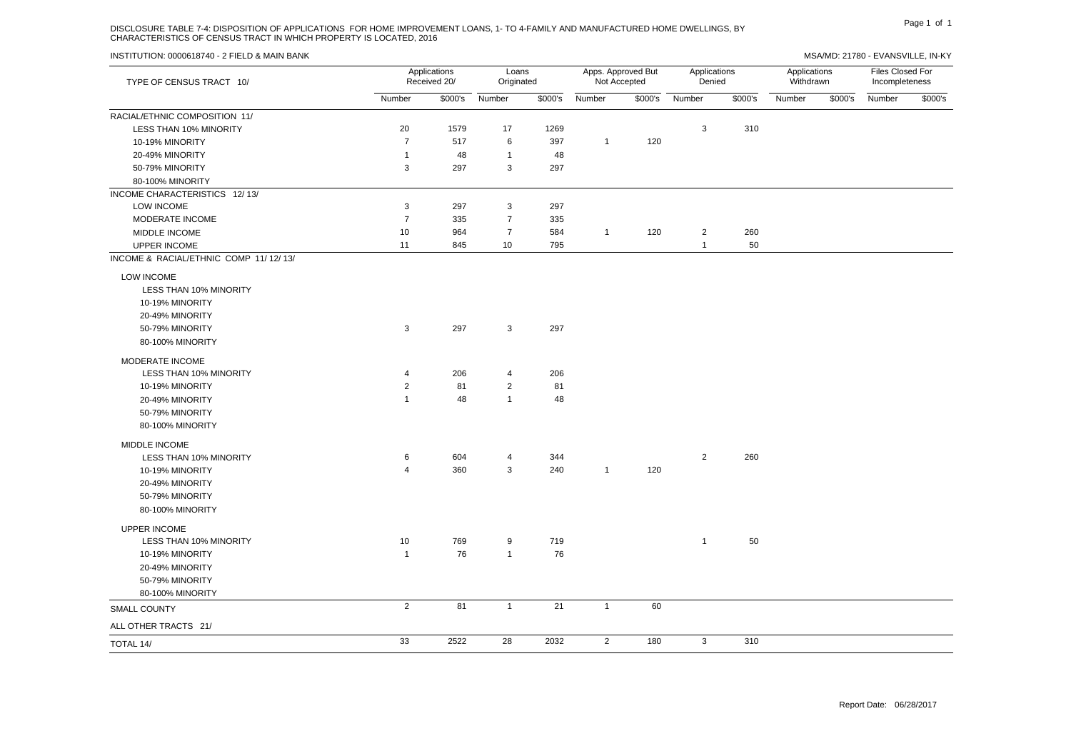DISCLOSURE TABLE 7-4: DISPOSITION OF APPLICATIONS FOR HOME IMPROVEMENT LOANS, 1- TO 4-FAMILY AND MANUFACTURED HOME DWELLINGS, BY CHARACTERISTICS OF CENSUS TRACT IN WHICH PROPERTY IS LOCATED, 2016

INSTITUTION: 0000618740 - 2 FIELD & MAIN BANK

MSA/MD: 21780 - EVANSVILLE, IN-KY

| TYPE OF CENSUS TRACT 10/ | Applications Received 20/ | | Loans Originated | | Apps. Approved But Not Accepted | | Applications Denied | | Applications Withdrawn | | Files Closed For Incompleteness | |
|---|---|---|---|---|---|---|---|---|---|---|---|---|
| | Number | $000's | Number | $000's | Number | $000's | Number | $000's | Number | $000's | Number | $000's |
| RACIAL/ETHNIC COMPOSITION 11/ | | | | | | | | | | | | |
| LESS THAN 10% MINORITY | 20 | 1579 | 17 | 1269 | | | 3 | 310 | | | | |
| 10-19% MINORITY | 7 | 517 | 6 | 397 | 1 | 120 | | | | | | |
| 20-49% MINORITY | 1 | 48 | 1 | 48 | | | | | | | | |
| 50-79% MINORITY | 3 | 297 | 3 | 297 | | | | | | | | |
| 80-100% MINORITY | | | | | | | | | | | | |
| INCOME CHARACTERISTICS 12/ 13/ | | | | | | | | | | | | |
| LOW INCOME | 3 | 297 | 3 | 297 | | | | | | | | |
| MODERATE INCOME | 7 | 335 | 7 | 335 | | | | | | | | |
| MIDDLE INCOME | 10 | 964 | 7 | 584 | 1 | 120 | 2 | 260 | | | | |
| UPPER INCOME | 11 | 845 | 10 | 795 | | | 1 | 50 | | | | |
| INCOME & RACIAL/ETHNIC COMP 11/ 12/ 13/ | | | | | | | | | | | | |
| LOW INCOME | | | | | | | | | | | | |
| LESS THAN 10% MINORITY | | | | | | | | | | | | |
| 10-19% MINORITY | | | | | | | | | | | | |
| 20-49% MINORITY | | | | | | | | | | | | |
| 50-79% MINORITY | 3 | 297 | 3 | 297 | | | | | | | | |
| 80-100% MINORITY | | | | | | | | | | | | |
| MODERATE INCOME | | | | | | | | | | | | |
| LESS THAN 10% MINORITY | 4 | 206 | 4 | 206 | | | | | | | | |
| 10-19% MINORITY | 2 | 81 | 2 | 81 | | | | | | | | |
| 20-49% MINORITY | 1 | 48 | 1 | 48 | | | | | | | | |
| 50-79% MINORITY | | | | | | | | | | | | |
| 80-100% MINORITY | | | | | | | | | | | | |
| MIDDLE INCOME | | | | | | | | | | | | |
| LESS THAN 10% MINORITY | 6 | 604 | 4 | 344 | | | 2 | 260 | | | | |
| 10-19% MINORITY | 4 | 360 | 3 | 240 | 1 | 120 | | | | | | |
| 20-49% MINORITY | | | | | | | | | | | | |
| 50-79% MINORITY | | | | | | | | | | | | |
| 80-100% MINORITY | | | | | | | | | | | | |
| UPPER INCOME | | | | | | | | | | | | |
| LESS THAN 10% MINORITY | 10 | 769 | 9 | 719 | | | 1 | 50 | | | | |
| 10-19% MINORITY | 1 | 76 | 1 | 76 | | | | | | | | |
| 20-49% MINORITY | | | | | | | | | | | | |
| 50-79% MINORITY | | | | | | | | | | | | |
| 80-100% MINORITY | | | | | | | | | | | | |
| SMALL COUNTY | 2 | 81 | 1 | 21 | 1 | 60 | | | | | | |
| ALL OTHER TRACTS 21/ | | | | | | | | | | | | |
| TOTAL 14/ | 33 | 2522 | 28 | 2032 | 2 | 180 | 3 | 310 | | | | |

Report Date: 06/28/2017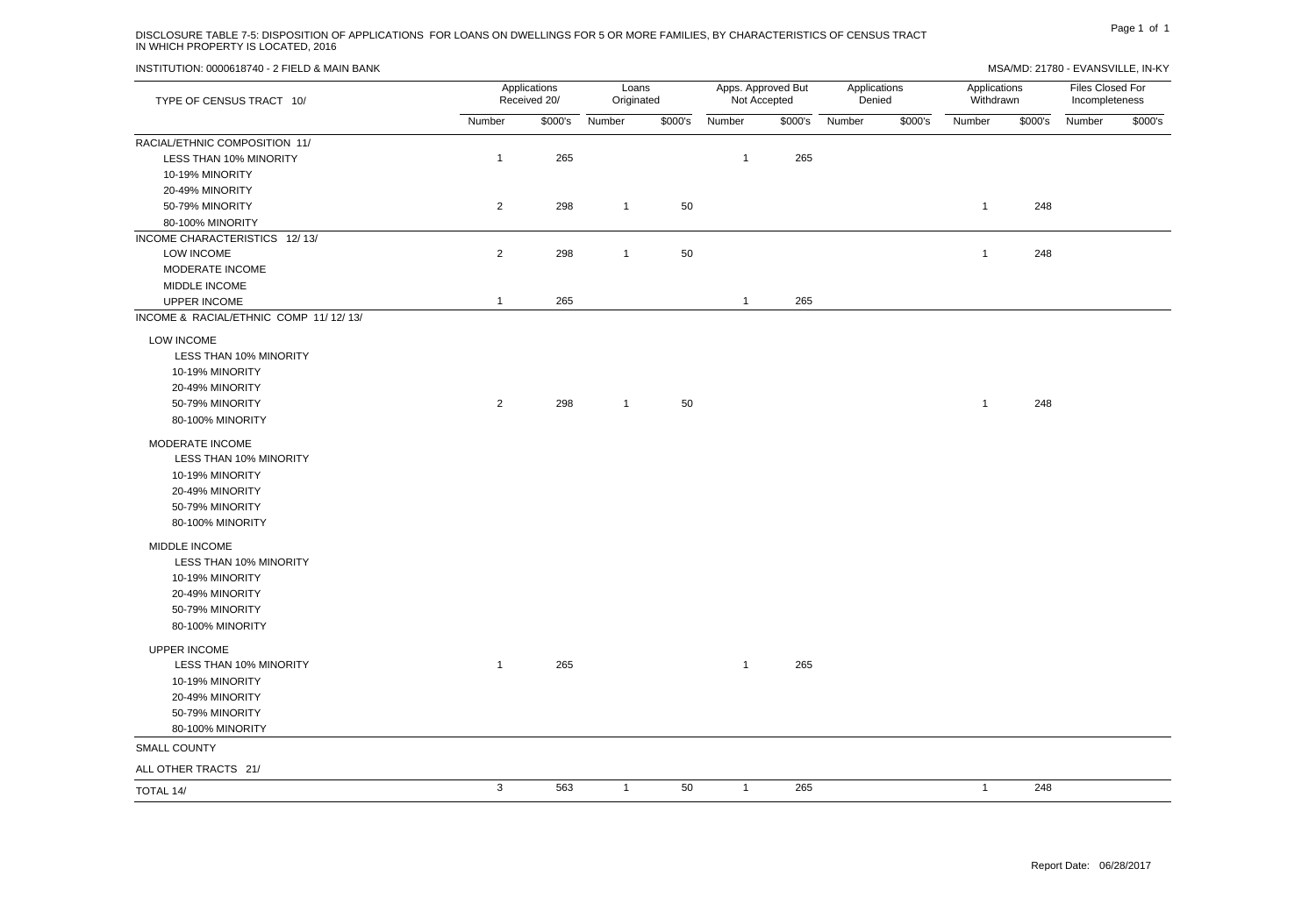DISCLOSURE TABLE 7-5: DISPOSITION OF APPLICATIONS FOR LOANS ON DWELLINGS FOR 5 OR MORE FAMILIES, BY CHARACTERISTICS OF CENSUS TRACT IN WHICH PROPERTY IS LOCATED, 2016

INSTITUTION: 0000618740 - 2 FIELD & MAIN BANK

MSA/MD: 21780 - EVANSVILLE, IN-KY

| TYPE OF CENSUS TRACT 10/ | Applications Received 20/ | | Loans Originated | | Apps. Approved But Not Accepted | | Applications Denied | | Applications Withdrawn | | Files Closed For Incompleteness | |
|---|---|---|---|---|---|---|---|---|---|---|---|---|
| | Number | $000's | Number | $000's | Number | $000's | Number | $000's | Number | $000's | Number | $000's |
| RACIAL/ETHNIC COMPOSITION 11/ | | | | | | | | | | | | |
| LESS THAN 10% MINORITY | 1 | 265 | | | 1 | 265 | | | | | | |
| 10-19% MINORITY | | | | | | | | | | | | |
| 20-49% MINORITY | | | | | | | | | | | | |
| 50-79% MINORITY | 2 | 298 | 1 | 50 | | | | | 1 | 248 | | |
| 80-100% MINORITY | | | | | | | | | | | | |
| INCOME CHARACTERISTICS 12/ 13/ | | | | | | | | | | | | |
| LOW INCOME | 2 | 298 | 1 | 50 | | | | | 1 | 248 | | |
| MODERATE INCOME | | | | | | | | | | | | |
| MIDDLE INCOME | | | | | | | | | | | | |
| UPPER INCOME | 1 | 265 | | | 1 | 265 | | | | | | |
| INCOME & RACIAL/ETHNIC COMP 11/ 12/ 13/ | | | | | | | | | | | | |
| LOW INCOME | | | | | | | | | | | | |
| LESS THAN 10% MINORITY | | | | | | | | | | | | |
| 10-19% MINORITY | | | | | | | | | | | | |
| 20-49% MINORITY | | | | | | | | | | | | |
| 50-79% MINORITY | 2 | 298 | 1 | 50 | | | | | 1 | 248 | | |
| 80-100% MINORITY | | | | | | | | | | | | |
| MODERATE INCOME | | | | | | | | | | | | |
| LESS THAN 10% MINORITY | | | | | | | | | | | | |
| 10-19% MINORITY | | | | | | | | | | | | |
| 20-49% MINORITY | | | | | | | | | | | | |
| 50-79% MINORITY | | | | | | | | | | | | |
| 80-100% MINORITY | | | | | | | | | | | | |
| MIDDLE INCOME | | | | | | | | | | | | |
| LESS THAN 10% MINORITY | | | | | | | | | | | | |
| 10-19% MINORITY | | | | | | | | | | | | |
| 20-49% MINORITY | | | | | | | | | | | | |
| 50-79% MINORITY | | | | | | | | | | | | |
| 80-100% MINORITY | | | | | | | | | | | | |
| UPPER INCOME | | | | | | | | | | | | |
| LESS THAN 10% MINORITY | 1 | 265 | | | 1 | 265 | | | | | | |
| 10-19% MINORITY | | | | | | | | | | | | |
| 20-49% MINORITY | | | | | | | | | | | | |
| 50-79% MINORITY | | | | | | | | | | | | |
| 80-100% MINORITY | | | | | | | | | | | | |
| SMALL COUNTY | | | | | | | | | | | | |
| ALL OTHER TRACTS 21/ | | | | | | | | | | | | |
| TOTAL 14/ | 3 | 563 | 1 | 50 | 1 | 265 | | | 1 | 248 | | |

Report Date: 06/28/2017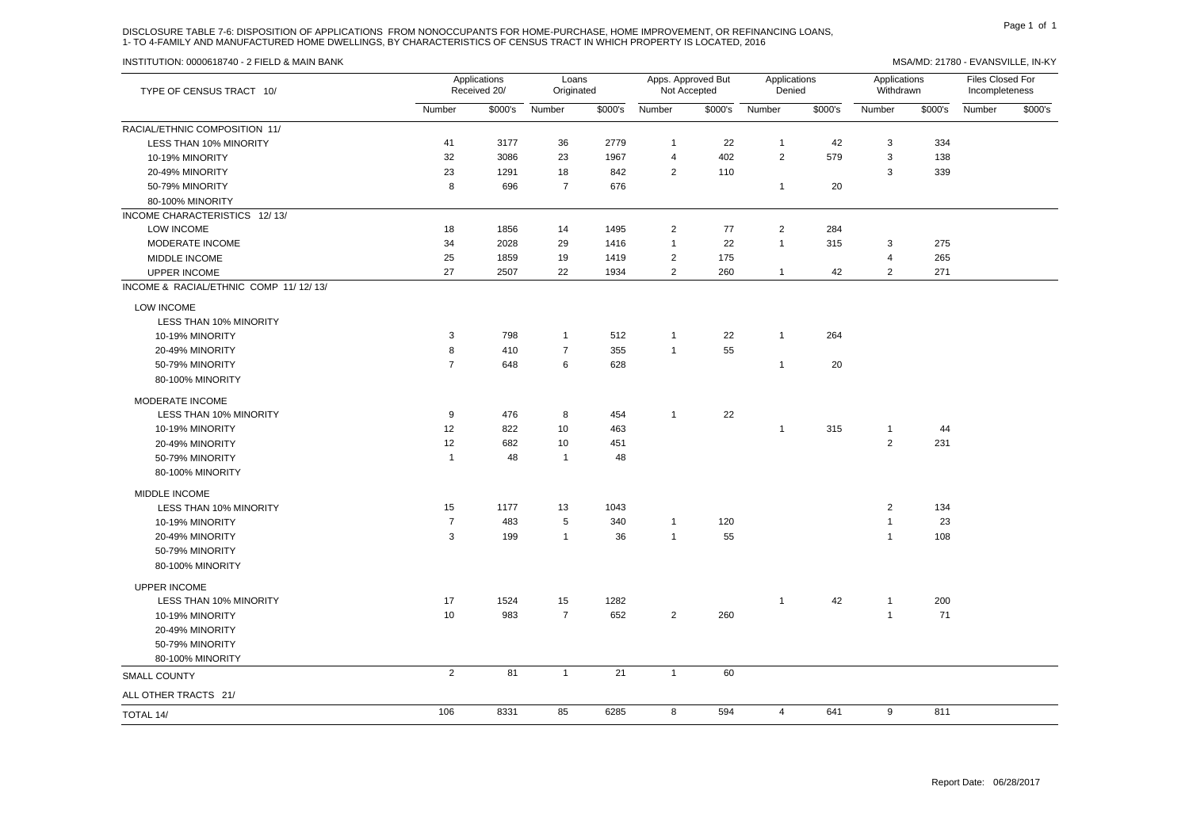DISCLOSURE TABLE 7-6: DISPOSITION OF APPLICATIONS FROM NONOCCUPANTS FOR HOME-PURCHASE, HOME IMPROVEMENT, OR REFINANCING LOANS, 1- TO 4-FAMILY AND MANUFACTURED HOME DWELLINGS, BY CHARACTERISTICS OF CENSUS TRACT IN WHICH PROPERTY IS LOCATED, 2016

INSTITUTION: 0000618740 - 2 FIELD & MAIN BANK

MSA/MD: 21780 - EVANSVILLE, IN-KY

| TYPE OF CENSUS TRACT 10/ | Applications Received 20/ | | Loans Originated | | Apps. Approved But Not Accepted | | Applications Denied | | Applications Withdrawn | | Files Closed For Incompleteness | |
|---|---|---|---|---|---|---|---|---|---|---|---|---|
| | Number | $000's | Number | $000's | Number | $000's | Number | $000's | Number | $000's | Number | $000's |
| RACIAL/ETHNIC COMPOSITION 11/ | | | | | | | | | | | | |
| LESS THAN 10% MINORITY | 41 | 3177 | 36 | 2779 | 1 | 22 | 1 | 42 | 3 | 334 | | |
| 10-19% MINORITY | 32 | 3086 | 23 | 1967 | 4 | 402 | 2 | 579 | 3 | 138 | | |
| 20-49% MINORITY | 23 | 1291 | 18 | 842 | 2 | 110 | | | 3 | 339 | | |
| 50-79% MINORITY | 8 | 696 | 7 | 676 | | | 1 | 20 | | | | |
| 80-100% MINORITY | | | | | | | | | | | | |
| INCOME CHARACTERISTICS 12/ 13/ | | | | | | | | | | | | |
| LOW INCOME | 18 | 1856 | 14 | 1495 | 2 | 77 | 2 | 284 | | | | |
| MODERATE INCOME | 34 | 2028 | 29 | 1416 | 1 | 22 | 1 | 315 | 3 | 275 | | |
| MIDDLE INCOME | 25 | 1859 | 19 | 1419 | 2 | 175 | | | 4 | 265 | | |
| UPPER INCOME | 27 | 2507 | 22 | 1934 | 2 | 260 | 1 | 42 | 2 | 271 | | |
| INCOME & RACIAL/ETHNIC COMP 11/ 12/ 13/ | | | | | | | | | | | | |
| LOW INCOME | | | | | | | | | | | | |
| LESS THAN 10% MINORITY | | | | | | | | | | | | |
| 10-19% MINORITY | 3 | 798 | 1 | 512 | 1 | 22 | 1 | 264 | | | | |
| 20-49% MINORITY | 8 | 410 | 7 | 355 | 1 | 55 | | | | | | |
| 50-79% MINORITY | 7 | 648 | 6 | 628 | | | 1 | 20 | | | | |
| 80-100% MINORITY | | | | | | | | | | | | |
| MODERATE INCOME | | | | | | | | | | | | |
| LESS THAN 10% MINORITY | 9 | 476 | 8 | 454 | 1 | 22 | | | | | | |
| 10-19% MINORITY | 12 | 822 | 10 | 463 | | | 1 | 315 | 1 | 44 | | |
| 20-49% MINORITY | 12 | 682 | 10 | 451 | | | | | 2 | 231 | | |
| 50-79% MINORITY | 1 | 48 | 1 | 48 | | | | | | | | |
| 80-100% MINORITY | | | | | | | | | | | | |
| MIDDLE INCOME | | | | | | | | | | | | |
| LESS THAN 10% MINORITY | 15 | 1177 | 13 | 1043 | | | | | 2 | 134 | | |
| 10-19% MINORITY | 7 | 483 | 5 | 340 | 1 | 120 | | | 1 | 23 | | |
| 20-49% MINORITY | 3 | 199 | 1 | 36 | 1 | 55 | | | 1 | 108 | | |
| 50-79% MINORITY | | | | | | | | | | | | |
| 80-100% MINORITY | | | | | | | | | | | | |
| UPPER INCOME | | | | | | | | | | | | |
| LESS THAN 10% MINORITY | 17 | 1524 | 15 | 1282 | | | 1 | 42 | 1 | 200 | | |
| 10-19% MINORITY | 10 | 983 | 7 | 652 | 2 | 260 | | | 1 | 71 | | |
| 20-49% MINORITY | | | | | | | | | | | | |
| 50-79% MINORITY | | | | | | | | | | | | |
| 80-100% MINORITY | | | | | | | | | | | | |
| SMALL COUNTY | 2 | 81 | 1 | 21 | 1 | 60 | | | | | | |
| ALL OTHER TRACTS 21/ | | | | | | | | | | | | |
| TOTAL 14/ | 106 | 8331 | 85 | 6285 | 8 | 594 | 4 | 641 | 9 | 811 | | |

Report Date: 06/28/2017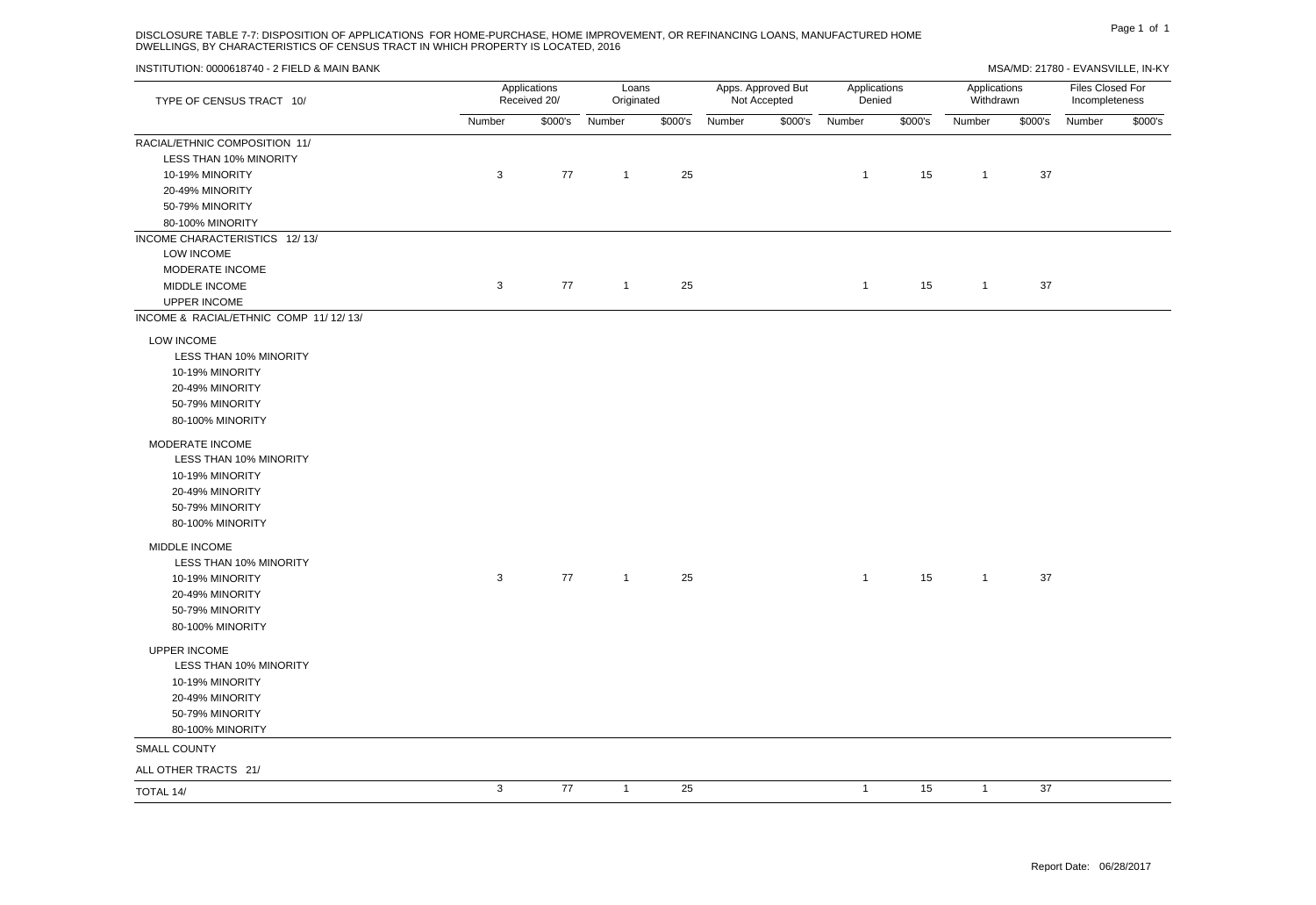DISCLOSURE TABLE 7-7: DISPOSITION OF APPLICATIONS FOR HOME-PURCHASE, HOME IMPROVEMENT, OR REFINANCING LOANS, MANUFACTURED HOME DWELLINGS, BY CHARACTERISTICS OF CENSUS TRACT IN WHICH PROPERTY IS LOCATED, 2016

INSTITUTION: 0000618740 - 2 FIELD & MAIN BANK

MSA/MD: 21780 - EVANSVILLE, IN-KY

| TYPE OF CENSUS TRACT 10/ | Applications Received 20/ | | Loans Originated | | Apps. Approved But Not Accepted | | Applications Denied | | Applications Withdrawn | | Files Closed For Incompleteness | |
|---|---|---|---|---|---|---|---|---|---|---|---|---|
| | Number | $000's | Number | $000's | Number | $000's | Number | $000's | Number | $000's | Number | $000's |
| RACIAL/ETHNIC COMPOSITION 11/ | | | | | | | | | | | | |
| LESS THAN 10% MINORITY | | | | | | | | | | | | |
| 10-19% MINORITY | 3 | 77 | 1 | 25 | | | 1 | 15 | 1 | 37 | | |
| 20-49% MINORITY | | | | | | | | | | | | |
| 50-79% MINORITY | | | | | | | | | | | | |
| 80-100% MINORITY | | | | | | | | | | | | |
| INCOME CHARACTERISTICS 12/ 13/ | | | | | | | | | | | | |
| LOW INCOME | | | | | | | | | | | | |
| MODERATE INCOME | | | | | | | | | | | | |
| MIDDLE INCOME | 3 | 77 | 1 | 25 | | | 1 | 15 | 1 | 37 | | |
| UPPER INCOME | | | | | | | | | | | | |
| INCOME & RACIAL/ETHNIC COMP 11/ 12/ 13/ | | | | | | | | | | | | |
| LOW INCOME | | | | | | | | | | | | |
| LESS THAN 10% MINORITY | | | | | | | | | | | | |
| 10-19% MINORITY | | | | | | | | | | | | |
| 20-49% MINORITY | | | | | | | | | | | | |
| 50-79% MINORITY | | | | | | | | | | | | |
| 80-100% MINORITY | | | | | | | | | | | | |
| MODERATE INCOME | | | | | | | | | | | | |
| LESS THAN 10% MINORITY | | | | | | | | | | | | |
| 10-19% MINORITY | | | | | | | | | | | | |
| 20-49% MINORITY | | | | | | | | | | | | |
| 50-79% MINORITY | | | | | | | | | | | | |
| 80-100% MINORITY | | | | | | | | | | | | |
| MIDDLE INCOME | | | | | | | | | | | | |
| LESS THAN 10% MINORITY | | | | | | | | | | | | |
| 10-19% MINORITY | 3 | 77 | 1 | 25 | | | 1 | 15 | 1 | 37 | | |
| 20-49% MINORITY | | | | | | | | | | | | |
| 50-79% MINORITY | | | | | | | | | | | | |
| 80-100% MINORITY | | | | | | | | | | | | |
| UPPER INCOME | | | | | | | | | | | | |
| LESS THAN 10% MINORITY | | | | | | | | | | | | |
| 10-19% MINORITY | | | | | | | | | | | | |
| 20-49% MINORITY | | | | | | | | | | | | |
| 50-79% MINORITY | | | | | | | | | | | | |
| 80-100% MINORITY | | | | | | | | | | | | |
| SMALL COUNTY | | | | | | | | | | | | |
| ALL OTHER TRACTS 21/ | | | | | | | | | | | | |
| TOTAL 14/ | 3 | 77 | 1 | 25 | | | 1 | 15 | 1 | 37 | | |

Report Date: 06/28/2017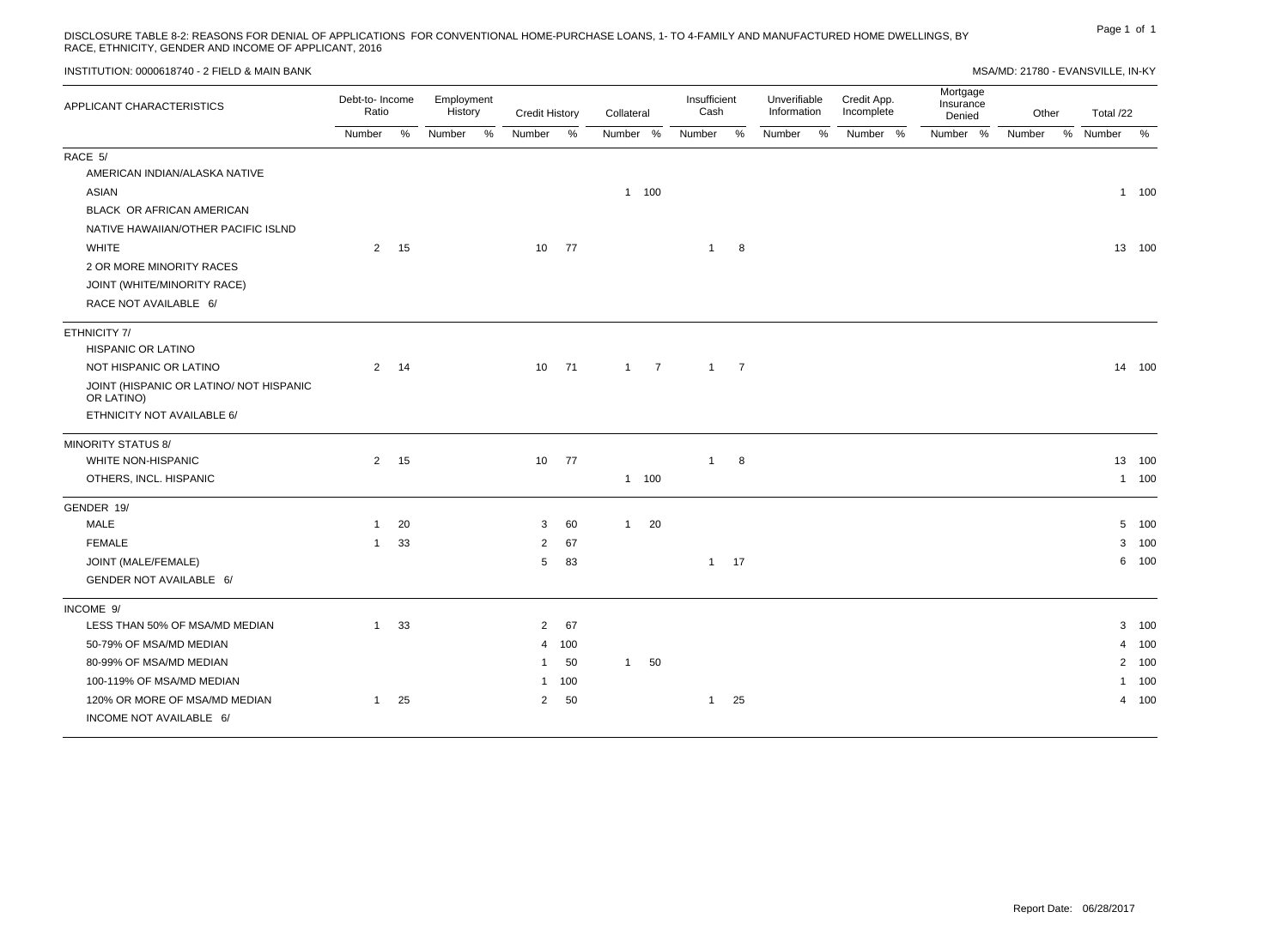DISCLOSURE TABLE 8-2: REASONS FOR DENIAL OF APPLICATIONS FOR CONVENTIONAL HOME-PURCHASE LOANS, 1- TO 4-FAMILY AND MANUFACTURED HOME DWELLINGS, BY RACE, ETHNICITY, GENDER AND INCOME OF APPLICANT, 2016

INSTITUTION: 0000618740 - 2 FIELD & MAIN BANK

MSA/MD: 21780 - EVANSVILLE, IN-KY

| APPLICANT CHARACTERISTICS | Debt-to- Income Ratio | | Employment History | | Credit History | | Collateral | | Insufficient Cash | | Unverifiable Information | | Credit App. Incomplete | | Mortgage Insurance Denied | | Other | | Total /22 | |
|---|---|---|---|---|---|---|---|---|---|---|---|---|---|---|---|---|---|---|---|---|
| | Number | % | Number | % | Number | % | Number | % | Number | % | Number | % | Number | % | Number | % | Number | % | Number | % |
| RACE 5/ | | | | | | | | | | | | | | | | | | | | |
| AMERICAN INDIAN/ALASKA NATIVE | | | | | | | | | | | | | | | | | | | | |
| ASIAN | | | | | | | 1 | 100 | | | | | | | | | | | 1 | 100 |
| BLACK OR AFRICAN AMERICAN | | | | | | | | | | | | | | | | | | | | |
| NATIVE HAWAIIAN/OTHER PACIFIC ISLND | | | | | | | | | | | | | | | | | | | | |
| WHITE | 2 | 15 | | | 10 | 77 | | | 1 | 8 | | | | | | | | | 13 | 100 |
| 2 OR MORE MINORITY RACES | | | | | | | | | | | | | | | | | | | | |
| JOINT (WHITE/MINORITY RACE) | | | | | | | | | | | | | | | | | | | | |
| RACE NOT AVAILABLE 6/ | | | | | | | | | | | | | | | | | | | | |
| ETHNICITY 7/ | | | | | | | | | | | | | | | | | | | | |
| HISPANIC OR LATINO | | | | | | | | | | | | | | | | | | | | |
| NOT HISPANIC OR LATINO | 2 | 14 | | | 10 | 71 | 1 | 7 | 1 | 7 | | | | | | | | | 14 | 100 |
| JOINT (HISPANIC OR LATINO/ NOT HISPANIC OR LATINO) | | | | | | | | | | | | | | | | | | | | |
| ETHNICITY NOT AVAILABLE 6/ | | | | | | | | | | | | | | | | | | | | |
| MINORITY STATUS 8/ | | | | | | | | | | | | | | | | | | | | |
| WHITE NON-HISPANIC | 2 | 15 | | | 10 | 77 | | | 1 | 8 | | | | | | | | | 13 | 100 |
| OTHERS, INCL. HISPANIC | | | | | | | 1 | 100 | | | | | | | | | | | 1 | 100 |
| GENDER 19/ | | | | | | | | | | | | | | | | | | | | |
| MALE | 1 | 20 | | | 3 | 60 | 1 | 20 | | | | | | | | | | | 5 | 100 |
| FEMALE | 1 | 33 | | | 2 | 67 | | | | | | | | | | | | | 3 | 100 |
| JOINT (MALE/FEMALE) | | | | | 5 | 83 | | | 1 | 17 | | | | | | | | | 6 | 100 |
| GENDER NOT AVAILABLE 6/ | | | | | | | | | | | | | | | | | | | | |
| INCOME 9/ | | | | | | | | | | | | | | | | | | | | |
| LESS THAN 50% OF MSA/MD MEDIAN | 1 | 33 | | | 2 | 67 | | | | | | | | | | | | | 3 | 100 |
| 50-79% OF MSA/MD MEDIAN | | | | | 4 | 100 | | | | | | | | | | | | | 4 | 100 |
| 80-99% OF MSA/MD MEDIAN | | | | | 1 | 50 | 1 | 50 | | | | | | | | | | | 2 | 100 |
| 100-119% OF MSA/MD MEDIAN | | | | | 1 | 100 | | | | | | | | | | | | | 1 | 100 |
| 120% OR MORE OF MSA/MD MEDIAN | 1 | 25 | | | 2 | 50 | | | 1 | 25 | | | | | | | | | 4 | 100 |
| INCOME NOT AVAILABLE 6/ | | | | | | | | | | | | | | | | | | | | |

Report Date: 06/28/2017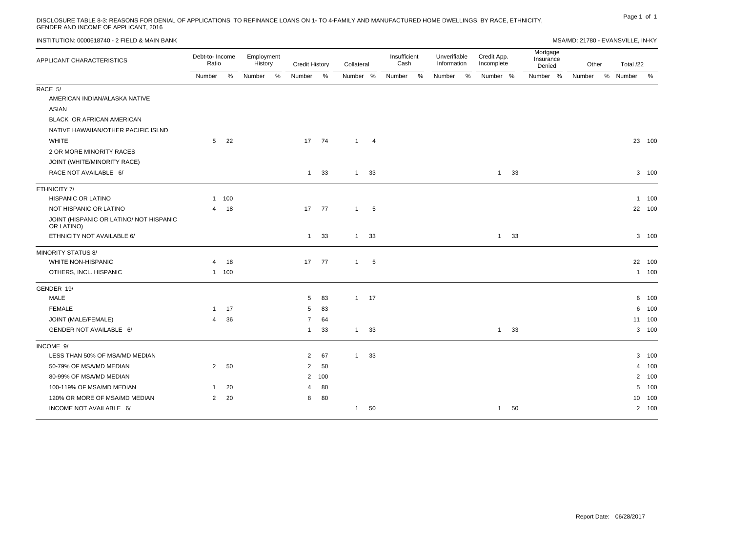DISCLOSURE TABLE 8-3: REASONS FOR DENIAL OF APPLICATIONS TO REFINANCE LOANS ON 1- TO 4-FAMILY AND MANUFACTURED HOME DWELLINGS, BY RACE, ETHNICITY, GENDER AND INCOME OF APPLICANT, 2016

INSTITUTION: 0000618740 - 2 FIELD & MAIN BANK

MSA/MD: 21780 - EVANSVILLE, IN-KY

| APPLICANT CHARACTERISTICS | Debt-to- Income Ratio | | Employment History | | Credit History | | Collateral | | Insufficient Cash | | Unverifiable Information | | Credit App. Incomplete | | Mortgage Insurance Denied | | Other | | Total /22 | |
|---|---|---|---|---|---|---|---|---|---|---|---|---|---|---|---|---|---|---|---|---|
| | Number | % | Number | % | Number | % | Number | % | Number | % | Number | % | Number | % | Number | % | Number | % | Number | % |
| RACE 5/ | | | | | | | | | | | | | | | | | | | | |
| AMERICAN INDIAN/ALASKA NATIVE | | | | | | | | | | | | | | | | | | | | |
| ASIAN | | | | | | | | | | | | | | | | | | | | |
| BLACK OR AFRICAN AMERICAN | | | | | | | | | | | | | | | | | | | | |
| NATIVE HAWAIIAN/OTHER PACIFIC ISLND | | | | | | | | | | | | | | | | | | | | |
| WHITE | 5 | 22 | | | 17 | 74 | 1 | 4 | | | | | | | | | | | 23 | 100 |
| 2 OR MORE MINORITY RACES | | | | | | | | | | | | | | | | | | | | |
| JOINT (WHITE/MINORITY RACE) | | | | | | | | | | | | | | | | | | | | |
| RACE NOT AVAILABLE 6/ | | | | | 1 | 33 | 1 | 33 | | | | | 1 | 33 | | | | | 3 | 100 |
| ETHNICITY 7/ | | | | | | | | | | | | | | | | | | | | |
| HISPANIC OR LATINO | 1 | 100 | | | | | | | | | | | | | | | | | 1 | 100 |
| NOT HISPANIC OR LATINO | 4 | 18 | | | 17 | 77 | 1 | 5 | | | | | | | | | | | 22 | 100 |
| JOINT (HISPANIC OR LATINO/ NOT HISPANIC OR LATINO) | | | | | | | | | | | | | | | | | | | | |
| ETHNICITY NOT AVAILABLE 6/ | | | | | 1 | 33 | 1 | 33 | | | | | 1 | 33 | | | | | 3 | 100 |
| MINORITY STATUS 8/ | | | | | | | | | | | | | | | | | | | | |
| WHITE NON-HISPANIC | 4 | 18 | | | 17 | 77 | 1 | 5 | | | | | | | | | | | 22 | 100 |
| OTHERS, INCL. HISPANIC | 1 | 100 | | | | | | | | | | | | | | | | | 1 | 100 |
| GENDER 19/ | | | | | | | | | | | | | | | | | | | | |
| MALE | | | | | 5 | 83 | 1 | 17 | | | | | | | | | | | 6 | 100 |
| FEMALE | 1 | 17 | | | 5 | 83 | | | | | | | | | | | | | 6 | 100 |
| JOINT (MALE/FEMALE) | 4 | 36 | | | 7 | 64 | | | | | | | | | | | | | 11 | 100 |
| GENDER NOT AVAILABLE 6/ | | | | | 1 | 33 | 1 | 33 | | | | | 1 | 33 | | | | | 3 | 100 |
| INCOME 9/ | | | | | | | | | | | | | | | | | | | | |
| LESS THAN 50% OF MSA/MD MEDIAN | | | | | 2 | 67 | 1 | 33 | | | | | | | | | | | 3 | 100 |
| 50-79% OF MSA/MD MEDIAN | 2 | 50 | | | 2 | 50 | | | | | | | | | | | | | 4 | 100 |
| 80-99% OF MSA/MD MEDIAN | | | | | 2 | 100 | | | | | | | | | | | | | 2 | 100 |
| 100-119% OF MSA/MD MEDIAN | 1 | 20 | | | 4 | 80 | | | | | | | | | | | | | 5 | 100 |
| 120% OR MORE OF MSA/MD MEDIAN | 2 | 20 | | | 8 | 80 | | | | | | | | | | | | | 10 | 100 |
| INCOME NOT AVAILABLE 6/ | | | | | | | 1 | 50 | | | | | 1 | 50 | | | | | 2 | 100 |

Report Date: 06/28/2017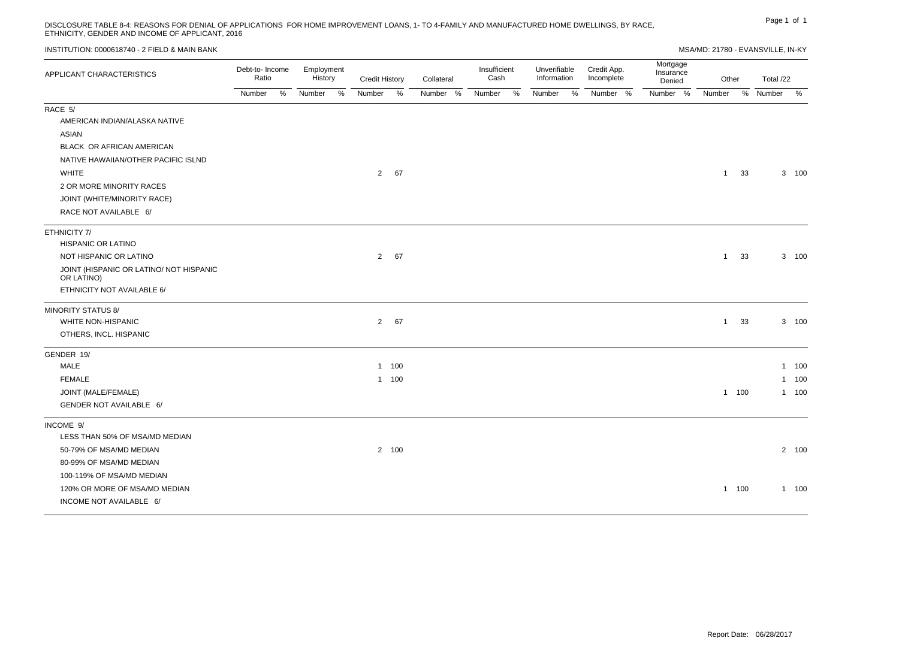DISCLOSURE TABLE 8-4: REASONS FOR DENIAL OF APPLICATIONS FOR HOME IMPROVEMENT LOANS, 1- TO 4-FAMILY AND MANUFACTURED HOME DWELLINGS, BY RACE, ETHNICITY, GENDER AND INCOME OF APPLICANT, 2016

INSTITUTION: 0000618740 - 2 FIELD & MAIN BANK

MSA/MD: 21780 - EVANSVILLE, IN-KY

| APPLICANT CHARACTERISTICS | Debt-to- Income Ratio | | Employment History | | Credit History | | Collateral | | Insufficient Cash | | Unverifiable Information | | Credit App. Incomplete | | Mortgage Insurance Denied | | Other | | Total /22 | |
|---|---|---|---|---|---|---|---|---|---|---|---|---|---|---|---|---|---|---|---|---|
| | Number | % | Number | % | Number | % | Number | % | Number | % | Number | % | Number | % | Number | % | Number | % | Number | % |
| RACE 5/ | | | | | | | | | | | | | | | | | | | | |
| AMERICAN INDIAN/ALASKA NATIVE | | | | | | | | | | | | | | | | | | | | |
| ASIAN | | | | | | | | | | | | | | | | | | | | |
| BLACK OR AFRICAN AMERICAN | | | | | | | | | | | | | | | | | | | | |
| NATIVE HAWAIIAN/OTHER PACIFIC ISLND | | | | | | | | | | | | | | | | | | | | |
| WHITE | | | | | 2 | 67 | | | | | | | | | | | 1 | 33 | 3 | 100 |
| 2 OR MORE MINORITY RACES | | | | | | | | | | | | | | | | | | | | |
| JOINT (WHITE/MINORITY RACE) | | | | | | | | | | | | | | | | | | | | |
| RACE NOT AVAILABLE 6/ | | | | | | | | | | | | | | | | | | | | |
| ETHNICITY 7/ | | | | | | | | | | | | | | | | | | | | |
| HISPANIC OR LATINO | | | | | | | | | | | | | | | | | | | | |
| NOT HISPANIC OR LATINO | | | | | 2 | 67 | | | | | | | | | | | 1 | 33 | 3 | 100 |
| JOINT (HISPANIC OR LATINO/ NOT HISPANIC OR LATINO) | | | | | | | | | | | | | | | | | | | | |
| ETHNICITY NOT AVAILABLE 6/ | | | | | | | | | | | | | | | | | | | | |
| MINORITY STATUS 8/ | | | | | | | | | | | | | | | | | | | | |
| WHITE NON-HISPANIC | | | | | 2 | 67 | | | | | | | | | | | 1 | 33 | 3 | 100 |
| OTHERS, INCL. HISPANIC | | | | | | | | | | | | | | | | | | | | |
| GENDER 19/ | | | | | | | | | | | | | | | | | | | | |
| MALE | | | | | 1 | 100 | | | | | | | | | | | | | 1 | 100 |
| FEMALE | | | | | 1 | 100 | | | | | | | | | | | | | 1 | 100 |
| JOINT (MALE/FEMALE) | | | | | | | | | | | | | | | | | 1 | 100 | 1 | 100 |
| GENDER NOT AVAILABLE 6/ | | | | | | | | | | | | | | | | | | | | |
| INCOME 9/ | | | | | | | | | | | | | | | | | | | | |
| LESS THAN 50% OF MSA/MD MEDIAN | | | | | | | | | | | | | | | | | | | | |
| 50-79% OF MSA/MD MEDIAN | | | | | 2 | 100 | | | | | | | | | | | | | 2 | 100 |
| 80-99% OF MSA/MD MEDIAN | | | | | | | | | | | | | | | | | | | | |
| 100-119% OF MSA/MD MEDIAN | | | | | | | | | | | | | | | | | | | | |
| 120% OR MORE OF MSA/MD MEDIAN | | | | | | | | | | | | | | | | | 1 | 100 | 1 | 100 |
| INCOME NOT AVAILABLE 6/ | | | | | | | | | | | | | | | | | | | | |

Report Date: 06/28/2017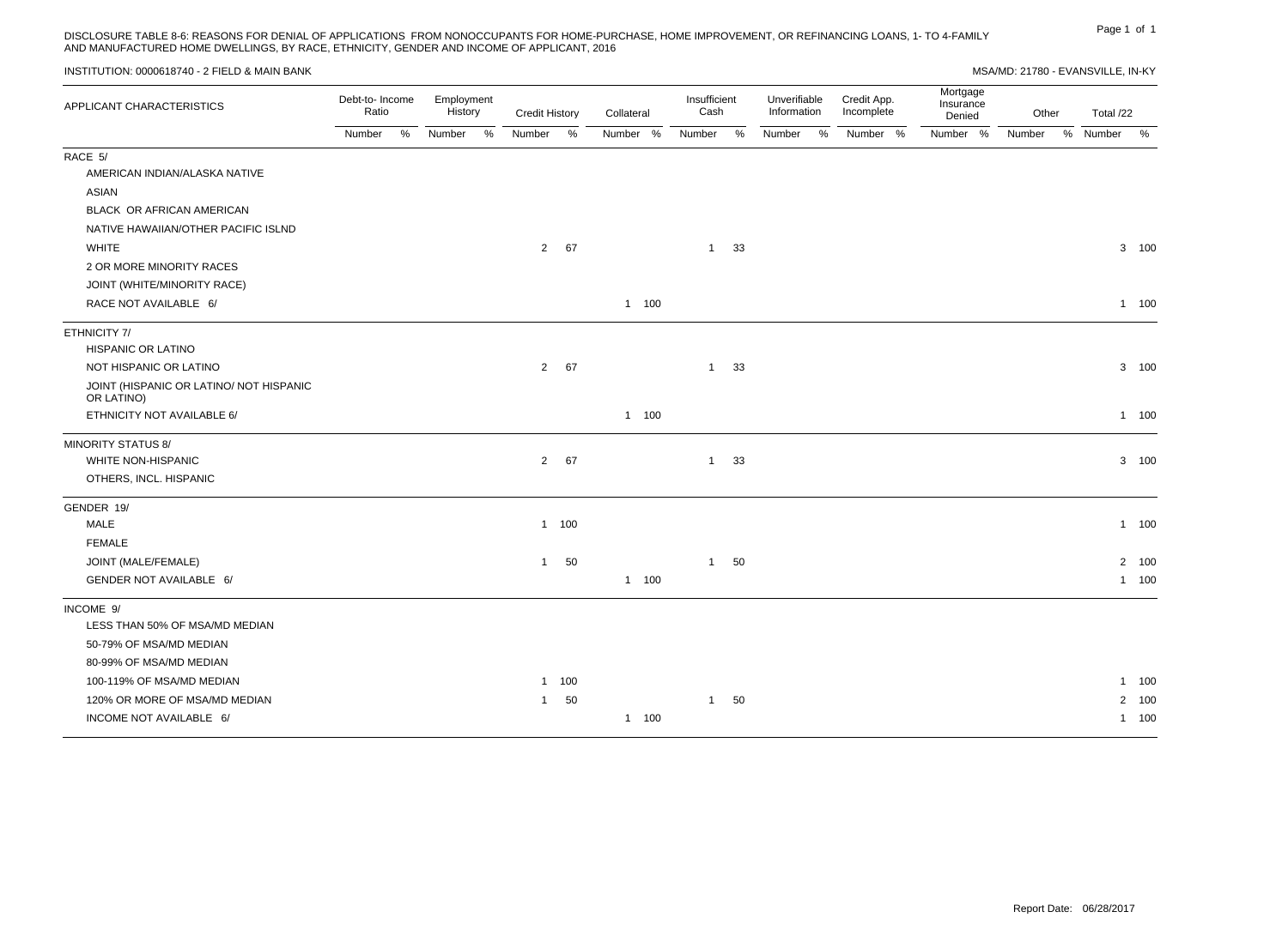DISCLOSURE TABLE 8-6: REASONS FOR DENIAL OF APPLICATIONS FROM NONOCCUPANTS FOR HOME-PURCHASE, HOME IMPROVEMENT, OR REFINANCING LOANS, 1- TO 4-FAMILY AND MANUFACTURED HOME DWELLINGS, BY RACE, ETHNICITY, GENDER AND INCOME OF APPLICANT, 2016

INSTITUTION: 0000618740 - 2 FIELD & MAIN BANK

MSA/MD: 21780 - EVANSVILLE, IN-KY

| APPLICANT CHARACTERISTICS | Debt-to- Income Ratio | | Employment History | | Credit History | | Collateral | | Insufficient Cash | | Unverifiable Information | | Credit App. Incomplete | | Mortgage Insurance Denied | | Other | | Total /22 | |
|---|---|---|---|---|---|---|---|---|---|---|---|---|---|---|---|---|---|---|---|---|
| | Number | % | Number | % | Number | % | Number | % | Number | % | Number | % | Number | % | Number | % | Number | % | Number | % |
| RACE 5/ | | | | | | | | | | | | | | | | | | | | |
| AMERICAN INDIAN/ALASKA NATIVE | | | | | | | | | | | | | | | | | | | | |
| ASIAN | | | | | | | | | | | | | | | | | | | | |
| BLACK OR AFRICAN AMERICAN | | | | | | | | | | | | | | | | | | | | |
| NATIVE HAWAIIAN/OTHER PACIFIC ISLND | | | | | | | | | | | | | | | | | | | | |
| WHITE | | | | | 2 | 67 | | | 1 | 33 | | | | | | | | | 3 | 100 |
| 2 OR MORE MINORITY RACES | | | | | | | | | | | | | | | | | | | | |
| JOINT (WHITE/MINORITY RACE) | | | | | | | | | | | | | | | | | | | | |
| RACE NOT AVAILABLE 6/ | | | | | | | 1 | 100 | | | | | | | | | | | 1 | 100 |
| ETHNICITY 7/ | | | | | | | | | | | | | | | | | | | | |
| HISPANIC OR LATINO | | | | | | | | | | | | | | | | | | | | |
| NOT HISPANIC OR LATINO | | | | | 2 | 67 | | | 1 | 33 | | | | | | | | | 3 | 100 |
| JOINT (HISPANIC OR LATINO/ NOT HISPANIC OR LATINO) | | | | | | | | | | | | | | | | | | | | |
| ETHNICITY NOT AVAILABLE 6/ | | | | | | | 1 | 100 | | | | | | | | | | | 1 | 100 |
| MINORITY STATUS 8/ | | | | | | | | | | | | | | | | | | | | |
| WHITE NON-HISPANIC | | | | | 2 | 67 | | | 1 | 33 | | | | | | | | | 3 | 100 |
| OTHERS, INCL. HISPANIC | | | | | | | | | | | | | | | | | | | | |
| GENDER 19/ | | | | | | | | | | | | | | | | | | | | |
| MALE | | | | | 1 | 100 | | | | | | | | | | | | | 1 | 100 |
| FEMALE | | | | | | | | | | | | | | | | | | | | |
| JOINT (MALE/FEMALE) | | | | | 1 | 50 | | | 1 | 50 | | | | | | | | | 2 | 100 |
| GENDER NOT AVAILABLE 6/ | | | | | | | 1 | 100 | | | | | | | | | | | 1 | 100 |
| INCOME 9/ | | | | | | | | | | | | | | | | | | | | |
| LESS THAN 50% OF MSA/MD MEDIAN | | | | | | | | | | | | | | | | | | | | |
| 50-79% OF MSA/MD MEDIAN | | | | | | | | | | | | | | | | | | | | |
| 80-99% OF MSA/MD MEDIAN | | | | | | | | | | | | | | | | | | | | |
| 100-119% OF MSA/MD MEDIAN | | | | | 1 | 100 | | | | | | | | | | | | | 1 | 100 |
| 120% OR MORE OF MSA/MD MEDIAN | | | | | 1 | 50 | | | 1 | 50 | | | | | | | | | 2 | 100 |
| INCOME NOT AVAILABLE 6/ | | | | | | | 1 | 100 | | | | | | | | | | | 1 | 100 |

Report Date: 06/28/2017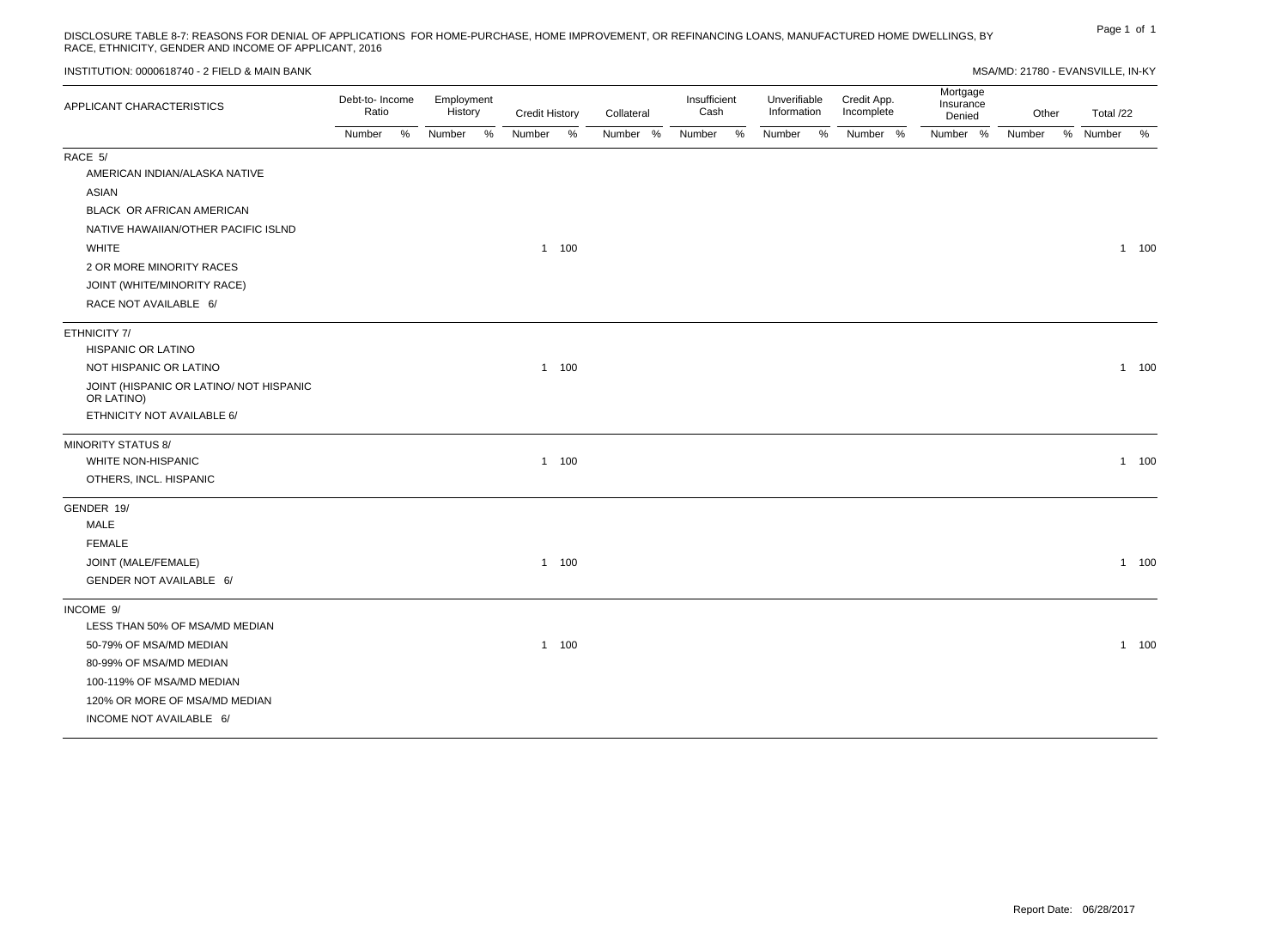DISCLOSURE TABLE 8-7: REASONS FOR DENIAL OF APPLICATIONS FOR HOME-PURCHASE, HOME IMPROVEMENT, OR REFINANCING LOANS, MANUFACTURED HOME DWELLINGS, BY RACE, ETHNICITY, GENDER AND INCOME OF APPLICANT, 2016

INSTITUTION: 0000618740 - 2 FIELD & MAIN BANK

MSA/MD: 21780 - EVANSVILLE, IN-KY

| APPLICANT CHARACTERISTICS | Debt-to- Income Ratio | | Employment History | | Credit History | | Collateral | | Insufficient Cash | | Unverifiable Information | | Credit App. Incomplete | | Mortgage Insurance Denied | | Other | | Total /22 | |
|---|---|---|---|---|---|---|---|---|---|---|---|---|---|---|---|---|---|---|---|---|
| | Number | % | Number | % | Number | % | Number | % | Number | % | Number | % | Number | % | Number | % | Number | % | Number | % |
| RACE 5/ | | | | | | | | | | | | | | | | | | | | |
| AMERICAN INDIAN/ALASKA NATIVE | | | | | | | | | | | | | | | | | | | | |
| ASIAN | | | | | | | | | | | | | | | | | | | | |
| BLACK OR AFRICAN AMERICAN | | | | | | | | | | | | | | | | | | | | |
| NATIVE HAWAIIAN/OTHER PACIFIC ISLND | | | | | | | | | | | | | | | | | | | | |
| WHITE | | | | | 1 | 100 | | | | | | | | | | | | | 1 | 100 |
| 2 OR MORE MINORITY RACES | | | | | | | | | | | | | | | | | | | | |
| JOINT (WHITE/MINORITY RACE) | | | | | | | | | | | | | | | | | | | | |
| RACE NOT AVAILABLE 6/ | | | | | | | | | | | | | | | | | | | | |
| ETHNICITY 7/ | | | | | | | | | | | | | | | | | | | | |
| HISPANIC OR LATINO | | | | | | | | | | | | | | | | | | | | |
| NOT HISPANIC OR LATINO | | | | | 1 | 100 | | | | | | | | | | | | | 1 | 100 |
| JOINT (HISPANIC OR LATINO/ NOT HISPANIC OR LATINO) | | | | | | | | | | | | | | | | | | | | |
| ETHNICITY NOT AVAILABLE 6/ | | | | | | | | | | | | | | | | | | | | |
| MINORITY STATUS 8/ | | | | | | | | | | | | | | | | | | | | |
| WHITE NON-HISPANIC | | | | | 1 | 100 | | | | | | | | | | | | | 1 | 100 |
| OTHERS, INCL. HISPANIC | | | | | | | | | | | | | | | | | | | | |
| GENDER 19/ | | | | | | | | | | | | | | | | | | | | |
| MALE | | | | | | | | | | | | | | | | | | | | |
| FEMALE | | | | | | | | | | | | | | | | | | | | |
| JOINT (MALE/FEMALE) | | | | | 1 | 100 | | | | | | | | | | | | | 1 | 100 |
| GENDER NOT AVAILABLE 6/ | | | | | | | | | | | | | | | | | | | | |
| INCOME 9/ | | | | | | | | | | | | | | | | | | | | |
| LESS THAN 50% OF MSA/MD MEDIAN | | | | | | | | | | | | | | | | | | | | |
| 50-79% OF MSA/MD MEDIAN | | | | | 1 | 100 | | | | | | | | | | | | | 1 | 100 |
| 80-99% OF MSA/MD MEDIAN | | | | | | | | | | | | | | | | | | | | |
| 100-119% OF MSA/MD MEDIAN | | | | | | | | | | | | | | | | | | | | |
| 120% OR MORE OF MSA/MD MEDIAN | | | | | | | | | | | | | | | | | | | | |
| INCOME NOT AVAILABLE 6/ | | | | | | | | | | | | | | | | | | | | |

Report Date: 06/28/2017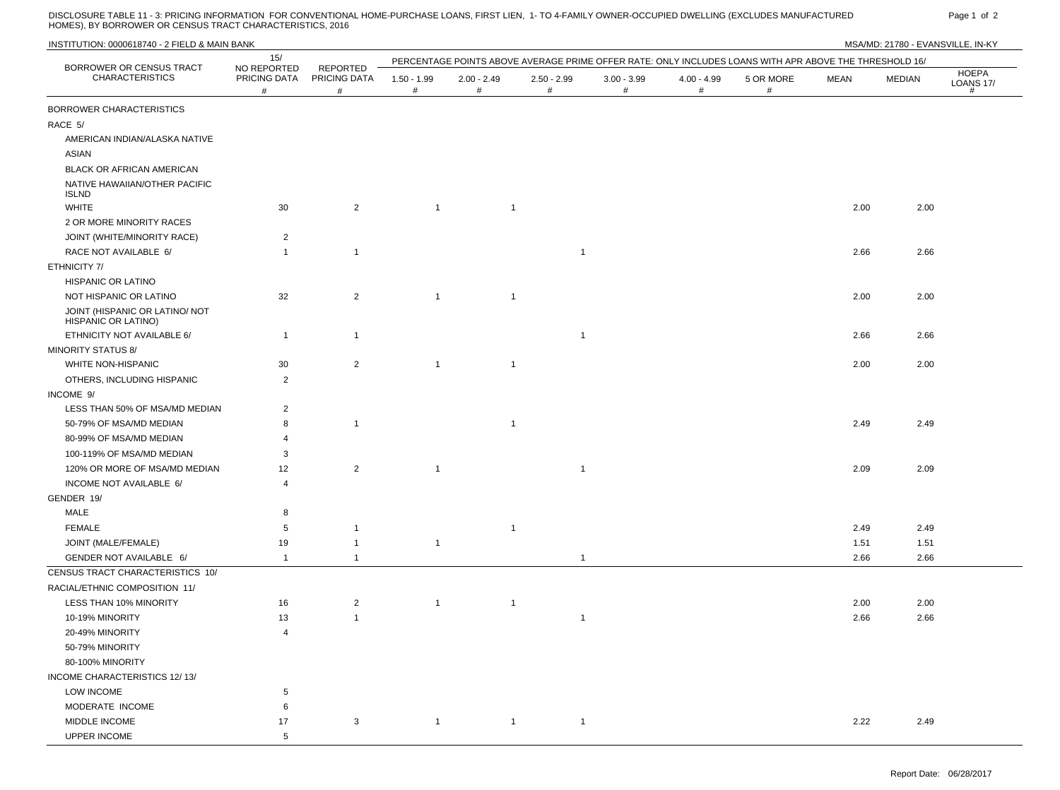DISCLOSURE TABLE 11 - 3: PRICING INFORMATION FOR CONVENTIONAL HOME-PURCHASE LOANS, FIRST LIEN, 1- TO 4-FAMILY OWNER-OCCUPIED DWELLING (EXCLUDES MANUFACTURED HOMES), BY BORROWER OR CENSUS TRACT CHARACTERISTICS, 2016

INSTITUTION: 0000618740 - 2 FIELD & MAIN BANK

MSA/MD: 21780 - EVANSVILLE, IN-KY

| BORROWER OR CENSUS TRACT CHARACTERISTICS | 15/ NO REPORTED PRICING DATA # | REPORTED PRICING DATA # | PERCENTAGE POINTS ABOVE AVERAGE PRIME OFFER RATE: ONLY INCLUDES LOANS WITH APR ABOVE THE THRESHOLD 16/ | | | | | | | | HOEPA LOANS 17/ # |
|---|---|---|---|---|---|---|---|---|---|---|---|
| | | | 1.50 - 1.99 # | 2.00 - 2.49 # | 2.50 - 2.99 # | 3.00 - 3.99 # | 4.00 - 4.99 # | 5 OR MORE # | MEAN | MEDIAN | |
| BORROWER CHARACTERISTICS | | | | | | | | | | | |
| RACE 5/ | | | | | | | | | | | |
| AMERICAN INDIAN/ALASKA NATIVE | | | | | | | | | | | |
| ASIAN | | | | | | | | | | | |
| BLACK OR AFRICAN AMERICAN | | | | | | | | | | | |
| NATIVE HAWAIIAN/OTHER PACIFIC ISLND | | | | | | | | | | | |
| WHITE | 30 | 2 | 1 | 1 | | | | | 2.00 | 2.00 | |
| 2 OR MORE MINORITY RACES | | | | | | | | | | | |
| JOINT (WHITE/MINORITY RACE) | 2 | | | | | | | | | | |
| RACE NOT AVAILABLE 6/ | 1 | 1 | | | 1 | | | | 2.66 | 2.66 | |
| ETHNICITY 7/ | | | | | | | | | | | |
| HISPANIC OR LATINO | | | | | | | | | | | |
| NOT HISPANIC OR LATINO | 32 | 2 | 1 | 1 | | | | | 2.00 | 2.00 | |
| JOINT (HISPANIC OR LATINO/ NOT HISPANIC OR LATINO) | | | | | | | | | | | |
| ETHNICITY NOT AVAILABLE 6/ | 1 | 1 | | | 1 | | | | 2.66 | 2.66 | |
| MINORITY STATUS 8/ | | | | | | | | | | | |
| WHITE NON-HISPANIC | 30 | 2 | 1 | 1 | | | | | 2.00 | 2.00 | |
| OTHERS, INCLUDING HISPANIC | 2 | | | | | | | | | | |
| INCOME 9/ | | | | | | | | | | | |
| LESS THAN 50% OF MSA/MD MEDIAN | 2 | | | | | | | | | | |
| 50-79% OF MSA/MD MEDIAN | 8 | 1 | | 1 | | | | | 2.49 | 2.49 | |
| 80-99% OF MSA/MD MEDIAN | 4 | | | | | | | | | | |
| 100-119% OF MSA/MD MEDIAN | 3 | | | | | | | | | | |
| 120% OR MORE OF MSA/MD MEDIAN | 12 | 2 | 1 | | 1 | | | | 2.09 | 2.09 | |
| INCOME NOT AVAILABLE 6/ | 4 | | | | | | | | | | |
| GENDER 19/ | | | | | | | | | | | |
| MALE | 8 | | | | | | | | | | |
| FEMALE | 5 | 1 | | 1 | | | | | 2.49 | 2.49 | |
| JOINT (MALE/FEMALE) | 19 | 1 | 1 | | | | | | 1.51 | 1.51 | |
| GENDER NOT AVAILABLE 6/ | 1 | 1 | | | 1 | | | | 2.66 | 2.66 | |
| CENSUS TRACT CHARACTERISTICS 10/ | | | | | | | | | | | |
| RACIAL/ETHNIC COMPOSITION 11/ | | | | | | | | | | | |
| LESS THAN 10% MINORITY | 16 | 2 | 1 | 1 | | | | | 2.00 | 2.00 | |
| 10-19% MINORITY | 13 | 1 | | | 1 | | | | 2.66 | 2.66 | |
| 20-49% MINORITY | 4 | | | | | | | | | | |
| 50-79% MINORITY | | | | | | | | | | | |
| 80-100% MINORITY | | | | | | | | | | | |
| INCOME CHARACTERISTICS 12/ 13/ | | | | | | | | | | | |
| LOW INCOME | 5 | | | | | | | | | | |
| MODERATE INCOME | 6 | | | | | | | | | | |
| MIDDLE INCOME | 17 | 3 | 1 | 1 | 1 | | | | 2.22 | 2.49 | |
| UPPER INCOME | 5 | | | | | | | | | | |

Report Date: 06/28/2017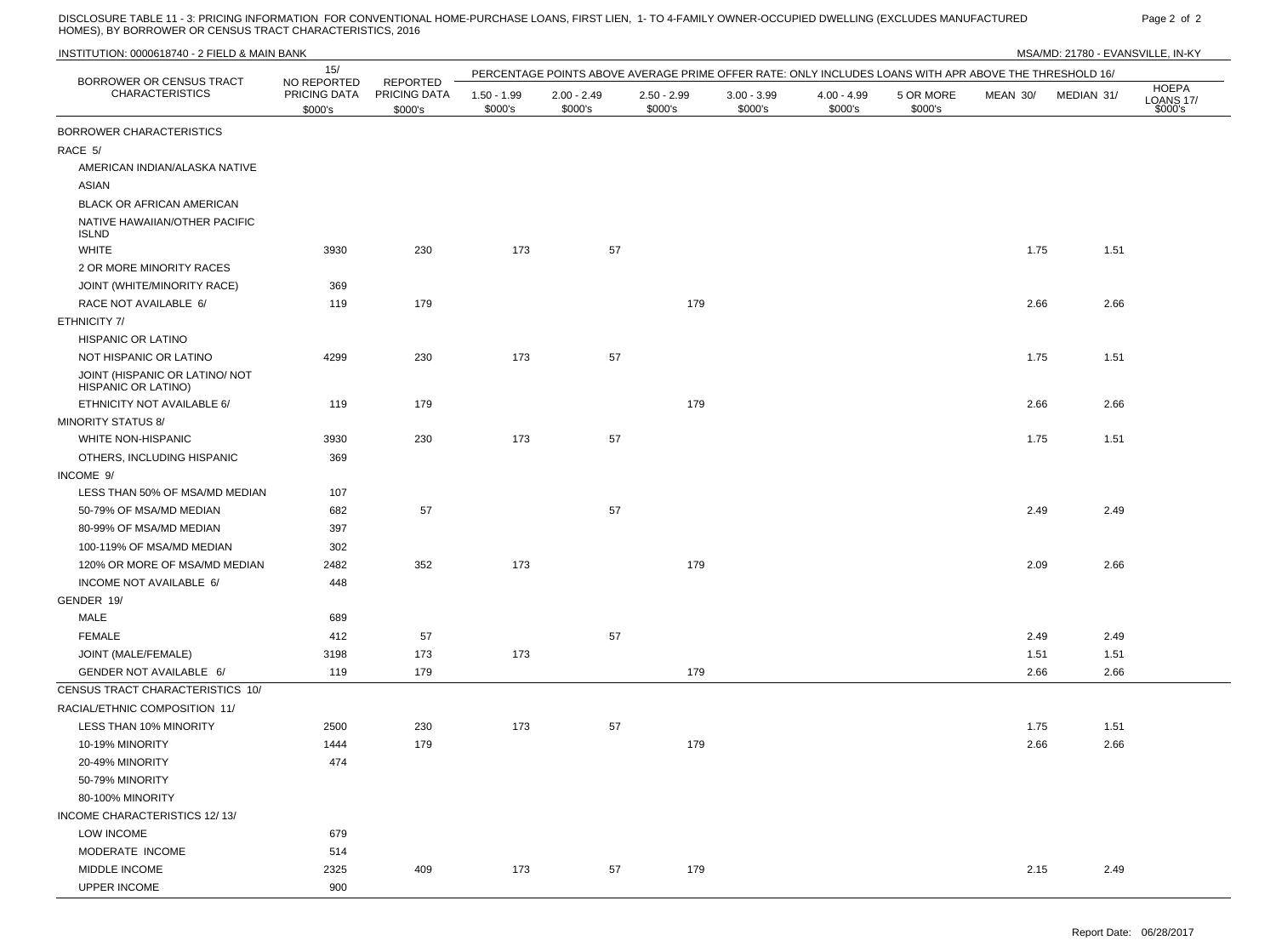DISCLOSURE TABLE 11 - 3: PRICING INFORMATION FOR CONVENTIONAL HOME-PURCHASE LOANS, FIRST LIEN, 1- TO 4-FAMILY OWNER-OCCUPIED DWELLING (EXCLUDES MANUFACTURED HOMES), BY BORROWER OR CENSUS TRACT CHARACTERISTICS, 2016

INSTITUTION: 0000618740 - 2 FIELD & MAIN BANK

MSA/MD: 21780 - EVANSVILLE, IN-KY

| BORROWER OR CENSUS TRACT CHARACTERISTICS | 15/ NO REPORTED PRICING DATA $000's | REPORTED PRICING DATA $000's | PERCENTAGE POINTS ABOVE AVERAGE PRIME OFFER RATE: ONLY INCLUDES LOANS WITH APR ABOVE THE THRESHOLD 16/ | | | | | | | | HOEPA LOANS 17/ $000's |
|---|---|---|---|---|---|---|---|---|---|---|---|
| | | | 1.50 - 1.99 $000's | 2.00 - 2.49 $000's | 2.50 - 2.99 $000's | 3.00 - 3.99 $000's | 4.00 - 4.99 $000's | 5 OR MORE $000's | MEAN 30/ | MEDIAN 31/ | |
| BORROWER CHARACTERISTICS | | | | | | | | | | | |
| RACE 5/ | | | | | | | | | | | |
| AMERICAN INDIAN/ALASKA NATIVE | | | | | | | | | | | |
| ASIAN | | | | | | | | | | | |
| BLACK OR AFRICAN AMERICAN | | | | | | | | | | | |
| NATIVE HAWAIIAN/OTHER PACIFIC ISLND | | | | | | | | | | | |
| WHITE | 3930 | 230 | 173 | 57 | | | | | 1.75 | 1.51 | |
| 2 OR MORE MINORITY RACES | | | | | | | | | | | |
| JOINT (WHITE/MINORITY RACE) | 369 | | | | | | | | | | |
| RACE NOT AVAILABLE 6/ | 119 | 179 | | | 179 | | | | 2.66 | 2.66 | |
| ETHNICITY 7/ | | | | | | | | | | | |
| HISPANIC OR LATINO | | | | | | | | | | | |
| NOT HISPANIC OR LATINO | 4299 | 230 | 173 | 57 | | | | | 1.75 | 1.51 | |
| JOINT (HISPANIC OR LATINO/ NOT HISPANIC OR LATINO) | | | | | | | | | | | |
| ETHNICITY NOT AVAILABLE 6/ | 119 | 179 | | | 179 | | | | 2.66 | 2.66 | |
| MINORITY STATUS 8/ | | | | | | | | | | | |
| WHITE NON-HISPANIC | 3930 | 230 | 173 | 57 | | | | | 1.75 | 1.51 | |
| OTHERS, INCLUDING HISPANIC | 369 | | | | | | | | | | |
| INCOME 9/ | | | | | | | | | | | |
| LESS THAN 50% OF MSA/MD MEDIAN | 107 | | | | | | | | | | |
| 50-79% OF MSA/MD MEDIAN | 682 | 57 | | 57 | | | | | 2.49 | 2.49 | |
| 80-99% OF MSA/MD MEDIAN | 397 | | | | | | | | | | |
| 100-119% OF MSA/MD MEDIAN | 302 | | | | | | | | | | |
| 120% OR MORE OF MSA/MD MEDIAN | 2482 | 352 | 173 | | 179 | | | | 2.09 | 2.66 | |
| INCOME NOT AVAILABLE 6/ | 448 | | | | | | | | | | |
| GENDER 19/ | | | | | | | | | | | |
| MALE | 689 | | | | | | | | | | |
| FEMALE | 412 | 57 | | 57 | | | | | 2.49 | 2.49 | |
| JOINT (MALE/FEMALE) | 3198 | 173 | 173 | | | | | | 1.51 | 1.51 | |
| GENDER NOT AVAILABLE 6/ | 119 | 179 | | | 179 | | | | 2.66 | 2.66 | |
| CENSUS TRACT CHARACTERISTICS 10/ | | | | | | | | | | | |
| RACIAL/ETHNIC COMPOSITION 11/ | | | | | | | | | | | |
| LESS THAN 10% MINORITY | 2500 | 230 | 173 | 57 | | | | | 1.75 | 1.51 | |
| 10-19% MINORITY | 1444 | 179 | | | 179 | | | | 2.66 | 2.66 | |
| 20-49% MINORITY | 474 | | | | | | | | | | |
| 50-79% MINORITY | | | | | | | | | | | |
| 80-100% MINORITY | | | | | | | | | | | |
| INCOME CHARACTERISTICS 12/ 13/ | | | | | | | | | | | |
| LOW INCOME | 679 | | | | | | | | | | |
| MODERATE INCOME | 514 | | | | | | | | | | |
| MIDDLE INCOME | 2325 | 409 | 173 | 57 | 179 | | | | 2.15 | 2.49 | |
| UPPER INCOME | 900 | | | | | | | | | | |

Report Date: 06/28/2017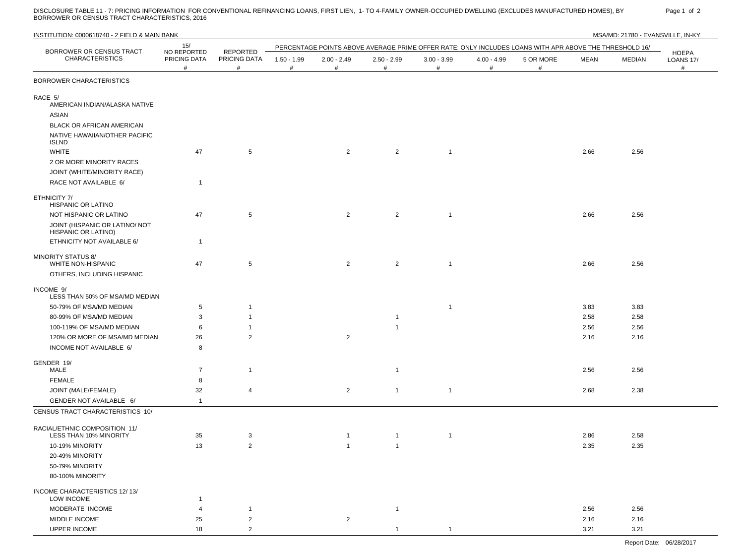DISCLOSURE TABLE 11 - 7: PRICING INFORMATION FOR CONVENTIONAL REFINANCING LOANS, FIRST LIEN, 1- TO 4-FAMILY OWNER-OCCUPIED DWELLING (EXCLUDES MANUFACTURED HOMES), BY BORROWER OR CENSUS TRACT CHARACTERISTICS, 2016

INSTITUTION: 0000618740 - 2 FIELD & MAIN BANK

MSA/MD: 21780 - EVANSVILLE, IN-KY

| BORROWER OR CENSUS TRACT CHARACTERISTICS | 15/ NO REPORTED PRICING DATA # | REPORTED PRICING DATA # | PERCENTAGE POINTS ABOVE AVERAGE PRIME OFFER RATE: ONLY INCLUDES LOANS WITH APR ABOVE THE THRESHOLD 16/ | | | | | | | | HOEPA LOANS 17/ # |
|---|---|---|---|---|---|---|---|---|---|---|---|
| | | | 1.50 - 1.99 # | 2.00 - 2.49 # | 2.50 - 2.99 # | 3.00 - 3.99 # | 4.00 - 4.99 # | 5 OR MORE # | MEAN | MEDIAN | |
| **BORROWER CHARACTERISTICS** | | | | | | | | | | | |
| **RACE 5/** | | | | | | | | | | | |
| AMERICAN INDIAN/ALASKA NATIVE | | | | | | | | | | | |
| ASIAN | | | | | | | | | | | |
| BLACK OR AFRICAN AMERICAN | | | | | | | | | | | |
| NATIVE HAWAIIAN/OTHER PACIFIC ISLND | | | | | | | | | | | |
| WHITE | 47 | 5 | | 2 | 2 | 1 | | | 2.66 | 2.56 | |
| 2 OR MORE MINORITY RACES | | | | | | | | | | | |
| JOINT (WHITE/MINORITY RACE) | | | | | | | | | | | |
| RACE NOT AVAILABLE 6/ | 1 | | | | | | | | | | |
| **ETHNICITY 7/** | | | | | | | | | | | |
| HISPANIC OR LATINO | | | | | | | | | | | |
| NOT HISPANIC OR LATINO | 47 | 5 | | 2 | 2 | 1 | | | 2.66 | 2.56 | |
| JOINT (HISPANIC OR LATINO/ NOT HISPANIC OR LATINO) | | | | | | | | | | | |
| ETHNICITY NOT AVAILABLE 6/ | 1 | | | | | | | | | | |
| **MINORITY STATUS 8/** | | | | | | | | | | | |
| WHITE NON-HISPANIC | 47 | 5 | | 2 | 2 | 1 | | | 2.66 | 2.56 | |
| OTHERS, INCLUDING HISPANIC | | | | | | | | | | | |
| **INCOME 9/** | | | | | | | | | | | |
| LESS THAN 50% OF MSA/MD MEDIAN | | | | | | | | | | | |
| 50-79% OF MSA/MD MEDIAN | 5 | 1 | | | | 1 | | | 3.83 | 3.83 | |
| 80-99% OF MSA/MD MEDIAN | 3 | 1 | | | 1 | | | | 2.58 | 2.58 | |
| 100-119% OF MSA/MD MEDIAN | 6 | 1 | | | 1 | | | | 2.56 | 2.56 | |
| 120% OR MORE OF MSA/MD MEDIAN | 26 | 2 | | 2 | | | | | 2.16 | 2.16 | |
| INCOME NOT AVAILABLE 6/ | 8 | | | | | | | | | | |
| **GENDER 19/** | | | | | | | | | | | |
| MALE | 7 | 1 | | | 1 | | | | 2.56 | 2.56 | |
| FEMALE | 8 | | | | | | | | | | |
| JOINT (MALE/FEMALE) | 32 | 4 | | 2 | 1 | 1 | | | 2.68 | 2.38 | |
| GENDER NOT AVAILABLE 6/ | 1 | | | | | | | | | | |
| **CENSUS TRACT CHARACTERISTICS 10/** | | | | | | | | | | | |
| **RACIAL/ETHNIC COMPOSITION 11/** | | | | | | | | | | | |
| LESS THAN 10% MINORITY | 35 | 3 | | 1 | 1 | 1 | | | 2.86 | 2.58 | |
| 10-19% MINORITY | 13 | 2 | | 1 | 1 | | | | 2.35 | 2.35 | |
| 20-49% MINORITY | | | | | | | | | | | |
| 50-79% MINORITY | | | | | | | | | | | |
| 80-100% MINORITY | | | | | | | | | | | |
| **INCOME CHARACTERISTICS 12/ 13/** | | | | | | | | | | | |
| LOW INCOME | 1 | | | | | | | | | | |
| MODERATE INCOME | 4 | 1 | | | 1 | | | | 2.56 | 2.56 | |
| MIDDLE INCOME | 25 | 2 | | 2 | | | | | 2.16 | 2.16 | |
| UPPER INCOME | 18 | 2 | | | 1 | 1 | | | 3.21 | 3.21 | |

Report Date: 06/28/2017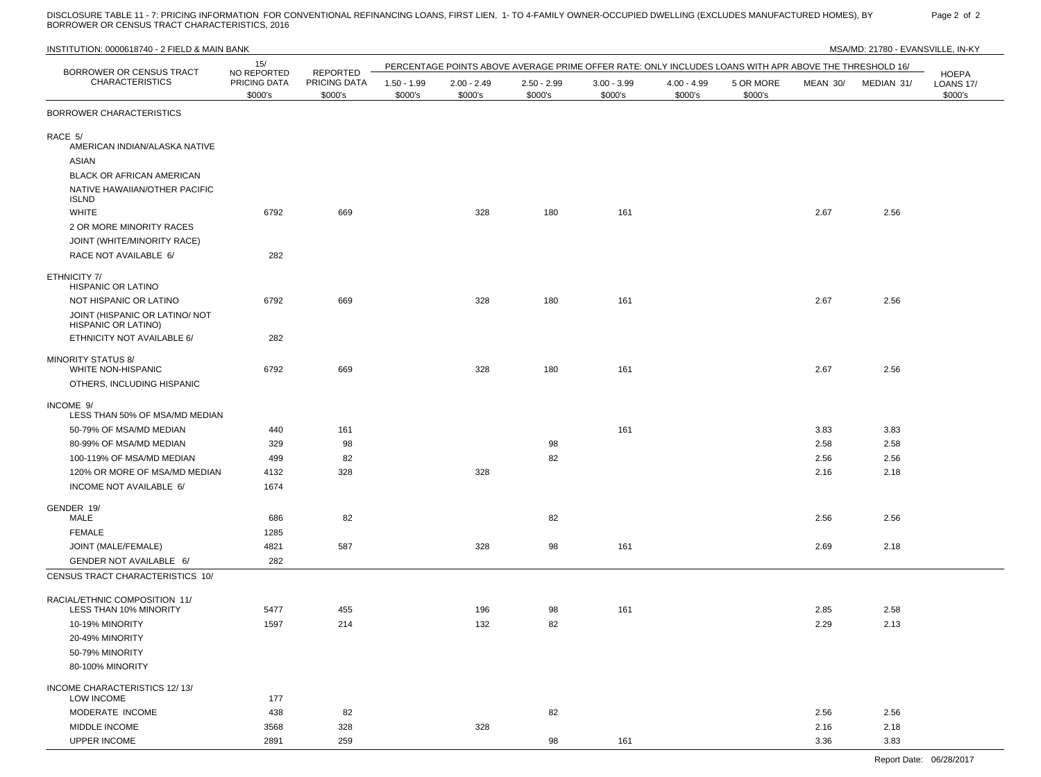DISCLOSURE TABLE 11 - 7: PRICING INFORMATION FOR CONVENTIONAL REFINANCING LOANS, FIRST LIEN, 1- TO 4-FAMILY OWNER-OCCUPIED DWELLING (EXCLUDES MANUFACTURED HOMES), BY BORROWER OR CENSUS TRACT CHARACTERISTICS, 2016

INSTITUTION: 0000618740 - 2 FIELD & MAIN BANK

MSA/MD: 21780 - EVANSVILLE, IN-KY

| BORROWER OR CENSUS TRACT CHARACTERISTICS | 15/ NO REPORTED PRICING DATA $000's | REPORTED PRICING DATA $000's | PERCENTAGE POINTS ABOVE AVERAGE PRIME OFFER RATE: ONLY INCLUDES LOANS WITH APR ABOVE THE THRESHOLD 16/ | | | | | | | | HOEPA LOANS 17/ $000's |
|---|---|---|---|---|---|---|---|---|---|---|---|
| | | | 1.50 - 1.99 $000's | 2.00 - 2.49 $000's | 2.50 - 2.99 $000's | 3.00 - 3.99 $000's | 4.00 - 4.99 $000's | 5 OR MORE $000's | MEAN 30/ | MEDIAN 31/ | |
| **BORROWER CHARACTERISTICS** | | | | | | | | | | | |
| **RACE 5/** | | | | | | | | | | | |
| AMERICAN INDIAN/ALASKA NATIVE | | | | | | | | | | | |
| ASIAN | | | | | | | | | | | |
| BLACK OR AFRICAN AMERICAN | | | | | | | | | | | |
| NATIVE HAWAIIAN/OTHER PACIFIC ISLND | | | | | | | | | | | |
| WHITE | 6792 | 669 | | 328 | 180 | 161 | | | 2.67 | 2.56 | |
| 2 OR MORE MINORITY RACES | | | | | | | | | | | |
| JOINT (WHITE/MINORITY RACE) | | | | | | | | | | | |
| RACE NOT AVAILABLE 6/ | 282 | | | | | | | | | | |
| **ETHNICITY 7/** | | | | | | | | | | | |
| HISPANIC OR LATINO | | | | | | | | | | | |
| NOT HISPANIC OR LATINO | 6792 | 669 | | 328 | 180 | 161 | | | 2.67 | 2.56 | |
| JOINT (HISPANIC OR LATINO/ NOT HISPANIC OR LATINO) | | | | | | | | | | | |
| ETHNICITY NOT AVAILABLE 6/ | 282 | | | | | | | | | | |
| **MINORITY STATUS 8/** | | | | | | | | | | | |
| WHITE NON-HISPANIC | 6792 | 669 | | 328 | 180 | 161 | | | 2.67 | 2.56 | |
| OTHERS, INCLUDING HISPANIC | | | | | | | | | | | |
| **INCOME 9/** | | | | | | | | | | | |
| LESS THAN 50% OF MSA/MD MEDIAN | | | | | | | | | | | |
| 50-79% OF MSA/MD MEDIAN | 440 | 161 | | | | 161 | | | 3.83 | 3.83 | |
| 80-99% OF MSA/MD MEDIAN | 329 | 98 | | | 98 | | | | 2.58 | 2.58 | |
| 100-119% OF MSA/MD MEDIAN | 499 | 82 | | | 82 | | | | 2.56 | 2.56 | |
| 120% OR MORE OF MSA/MD MEDIAN | 4132 | 328 | | 328 | | | | | 2.16 | 2.18 | |
| INCOME NOT AVAILABLE 6/ | 1674 | | | | | | | | | | |
| **GENDER 19/** | | | | | | | | | | | |
| MALE | 686 | 82 | | | 82 | | | | 2.56 | 2.56 | |
| FEMALE | 1285 | | | | | | | | | | |
| JOINT (MALE/FEMALE) | 4821 | 587 | | 328 | 98 | 161 | | | 2.69 | 2.18 | |
| GENDER NOT AVAILABLE 6/ | 282 | | | | | | | | | | |
| **CENSUS TRACT CHARACTERISTICS 10/** | | | | | | | | | | | |
| **RACIAL/ETHNIC COMPOSITION 11/** | | | | | | | | | | | |
| LESS THAN 10% MINORITY | 5477 | 455 | | 196 | 98 | 161 | | | 2.85 | 2.58 | |
| 10-19% MINORITY | 1597 | 214 | | 132 | 82 | | | | 2.29 | 2.13 | |
| 20-49% MINORITY | | | | | | | | | | | |
| 50-79% MINORITY | | | | | | | | | | | |
| 80-100% MINORITY | | | | | | | | | | | |
| **INCOME CHARACTERISTICS 12/ 13/** | | | | | | | | | | | |
| LOW INCOME | 177 | | | | | | | | | | |
| MODERATE INCOME | 438 | 82 | | | 82 | | | | 2.56 | 2.56 | |
| MIDDLE INCOME | 3568 | 328 | | 328 | | | | | 2.16 | 2.18 | |
| UPPER INCOME | 2891 | 259 | | | 98 | 161 | | | 3.36 | 3.83 | |

Report Date: 06/28/2017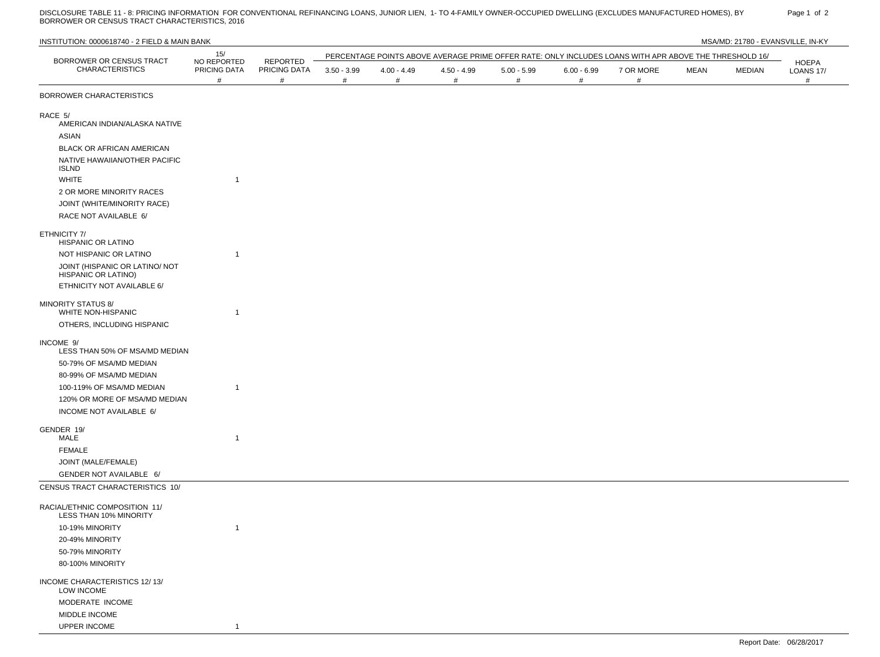DISCLOSURE TABLE 11 - 8: PRICING INFORMATION FOR CONVENTIONAL REFINANCING LOANS, JUNIOR LIEN, 1- TO 4-FAMILY OWNER-OCCUPIED DWELLING (EXCLUDES MANUFACTURED HOMES), BY BORROWER OR CENSUS TRACT CHARACTERISTICS, 2016

INSTITUTION: 0000618740 - 2 FIELD & MAIN BANK

MSA/MD: 21780 - EVANSVILLE, IN-KY

| BORROWER OR CENSUS TRACT CHARACTERISTICS | 15/ NO REPORTED PRICING DATA # | REPORTED PRICING DATA # | PERCENTAGE POINTS ABOVE AVERAGE PRIME OFFER RATE: ONLY INCLUDES LOANS WITH APR ABOVE THE THRESHOLD 16/ | | | | | | | | HOEPA LOANS 17/ # |
|---|---|---|---|---|---|---|---|---|---|---|---|
| | | | 3.50 - 3.99 # | 4.00 - 4.49 # | 4.50 - 4.99 # | 5.00 - 5.99 # | 6.00 - 6.99 # | 7 OR MORE # | MEAN | MEDIAN | |
| **BORROWER CHARACTERISTICS** | | | | | | | | | | | |
| **RACE 5/** | | | | | | | | | | | |
| AMERICAN INDIAN/ALASKA NATIVE | | | | | | | | | | | |
| ASIAN | | | | | | | | | | | |
| BLACK OR AFRICAN AMERICAN | | | | | | | | | | | |
| NATIVE HAWAIIAN/OTHER PACIFIC ISLND | | | | | | | | | | | |
| WHITE | 1 | | | | | | | | | | |
| 2 OR MORE MINORITY RACES | | | | | | | | | | | |
| JOINT (WHITE/MINORITY RACE) | | | | | | | | | | | |
| RACE NOT AVAILABLE 6/ | | | | | | | | | | | |
| **ETHNICITY 7/** | | | | | | | | | | | |
| HISPANIC OR LATINO | | | | | | | | | | | |
| NOT HISPANIC OR LATINO | 1 | | | | | | | | | | |
| JOINT (HISPANIC OR LATINO/ NOT HISPANIC OR LATINO) | | | | | | | | | | | |
| ETHNICITY NOT AVAILABLE 6/ | | | | | | | | | | | |
| **MINORITY STATUS 8/** | | | | | | | | | | | |
| WHITE NON-HISPANIC | 1 | | | | | | | | | | |
| OTHERS, INCLUDING HISPANIC | | | | | | | | | | | |
| **INCOME 9/** | | | | | | | | | | | |
| LESS THAN 50% OF MSA/MD MEDIAN | | | | | | | | | | | |
| 50-79% OF MSA/MD MEDIAN | | | | | | | | | | | |
| 80-99% OF MSA/MD MEDIAN | | | | | | | | | | | |
| 100-119% OF MSA/MD MEDIAN | 1 | | | | | | | | | | |
| 120% OR MORE OF MSA/MD MEDIAN | | | | | | | | | | | |
| INCOME NOT AVAILABLE 6/ | | | | | | | | | | | |
| **GENDER 19/** | | | | | | | | | | | |
| MALE | 1 | | | | | | | | | | |
| FEMALE | | | | | | | | | | | |
| JOINT (MALE/FEMALE) | | | | | | | | | | | |
| GENDER NOT AVAILABLE 6/ | | | | | | | | | | | |
| **CENSUS TRACT CHARACTERISTICS 10/** | | | | | | | | | | | |
| **RACIAL/ETHNIC COMPOSITION 11/** | | | | | | | | | | | |
| LESS THAN 10% MINORITY | | | | | | | | | | | |
| 10-19% MINORITY | 1 | | | | | | | | | | |
| 20-49% MINORITY | | | | | | | | | | | |
| 50-79% MINORITY | | | | | | | | | | | |
| 80-100% MINORITY | | | | | | | | | | | |
| **INCOME CHARACTERISTICS 12/ 13/** | | | | | | | | | | | |
| LOW INCOME | | | | | | | | | | | |
| MODERATE INCOME | | | | | | | | | | | |
| MIDDLE INCOME | | | | | | | | | | | |
| UPPER INCOME | 1 | | | | | | | | | | |

Report Date: 06/28/2017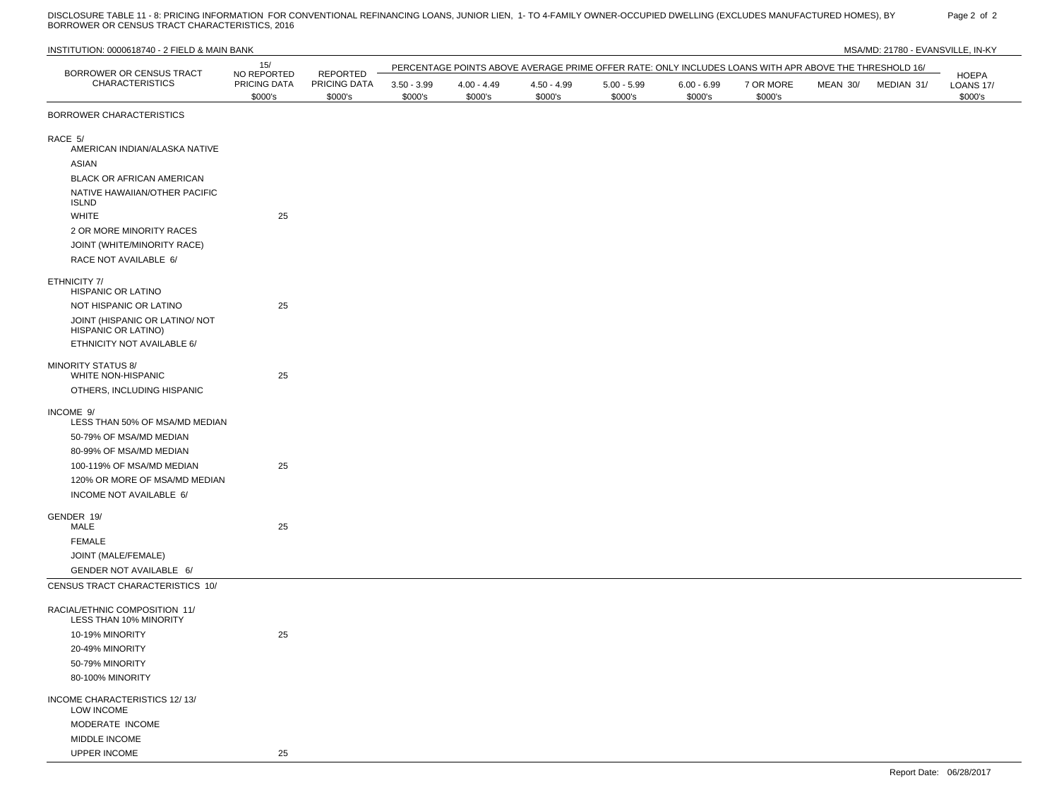DISCLOSURE TABLE 11 - 8: PRICING INFORMATION FOR CONVENTIONAL REFINANCING LOANS, JUNIOR LIEN, 1- TO 4-FAMILY OWNER-OCCUPIED DWELLING (EXCLUDES MANUFACTURED HOMES), BY BORROWER OR CENSUS TRACT CHARACTERISTICS, 2016

INSTITUTION: 0000618740 - 2 FIELD & MAIN BANK

MSA/MD: 21780 - EVANSVILLE, IN-KY

| BORROWER OR CENSUS TRACT CHARACTERISTICS | 15/ NO REPORTED PRICING DATA $000's | REPORTED PRICING DATA $000's | PERCENTAGE POINTS ABOVE AVERAGE PRIME OFFER RATE: ONLY INCLUDES LOANS WITH APR ABOVE THE THRESHOLD 16/ | | | | | | | | HOEPA LOANS 17/ $000's |
|---|---|---|---|---|---|---|---|---|---|---|---|
| | | | 3.50 - 3.99 $000's | 4.00 - 4.49 $000's | 4.50 - 4.99 $000's | 5.00 - 5.99 $000's | 6.00 - 6.99 $000's | 7 OR MORE $000's | MEAN 30/ | MEDIAN 31/ | |
| **BORROWER CHARACTERISTICS** | | | | | | | | | | | |
| **RACE 5/** | | | | | | | | | | | |
| AMERICAN INDIAN/ALASKA NATIVE | | | | | | | | | | | |
| ASIAN | | | | | | | | | | | |
| BLACK OR AFRICAN AMERICAN | | | | | | | | | | | |
| NATIVE HAWAIIAN/OTHER PACIFIC ISLND | | | | | | | | | | | |
| WHITE | 25 | | | | | | | | | | |
| 2 OR MORE MINORITY RACES | | | | | | | | | | | |
| JOINT (WHITE/MINORITY RACE) | | | | | | | | | | | |
| RACE NOT AVAILABLE 6/ | | | | | | | | | | | |
| **ETHNICITY 7/** | | | | | | | | | | | |
| HISPANIC OR LATINO | | | | | | | | | | | |
| NOT HISPANIC OR LATINO | 25 | | | | | | | | | | |
| JOINT (HISPANIC OR LATINO/ NOT HISPANIC OR LATINO) | | | | | | | | | | | |
| ETHNICITY NOT AVAILABLE 6/ | | | | | | | | | | | |
| **MINORITY STATUS 8/** | | | | | | | | | | | |
| WHITE NON-HISPANIC | 25 | | | | | | | | | | |
| OTHERS, INCLUDING HISPANIC | | | | | | | | | | | |
| **INCOME 9/** | | | | | | | | | | | |
| LESS THAN 50% OF MSA/MD MEDIAN | | | | | | | | | | | |
| 50-79% OF MSA/MD MEDIAN | | | | | | | | | | | |
| 80-99% OF MSA/MD MEDIAN | | | | | | | | | | | |
| 100-119% OF MSA/MD MEDIAN | 25 | | | | | | | | | | |
| 120% OR MORE OF MSA/MD MEDIAN | | | | | | | | | | | |
| INCOME NOT AVAILABLE 6/ | | | | | | | | | | | |
| **GENDER 19/** | | | | | | | | | | | |
| MALE | 25 | | | | | | | | | | |
| FEMALE | | | | | | | | | | | |
| JOINT (MALE/FEMALE) | | | | | | | | | | | |
| GENDER NOT AVAILABLE 6/ | | | | | | | | | | | |
| **CENSUS TRACT CHARACTERISTICS 10/** | | | | | | | | | | | |
| **RACIAL/ETHNIC COMPOSITION 11/** | | | | | | | | | | | |
| LESS THAN 10% MINORITY | | | | | | | | | | | |
| 10-19% MINORITY | 25 | | | | | | | | | | |
| 20-49% MINORITY | | | | | | | | | | | |
| 50-79% MINORITY | | | | | | | | | | | |
| 80-100% MINORITY | | | | | | | | | | | |
| **INCOME CHARACTERISTICS 12/ 13/** | | | | | | | | | | | |
| LOW INCOME | | | | | | | | | | | |
| MODERATE INCOME | | | | | | | | | | | |
| MIDDLE INCOME | | | | | | | | | | | |
| UPPER INCOME | 25 | | | | | | | | | | |

Report Date: 06/28/2017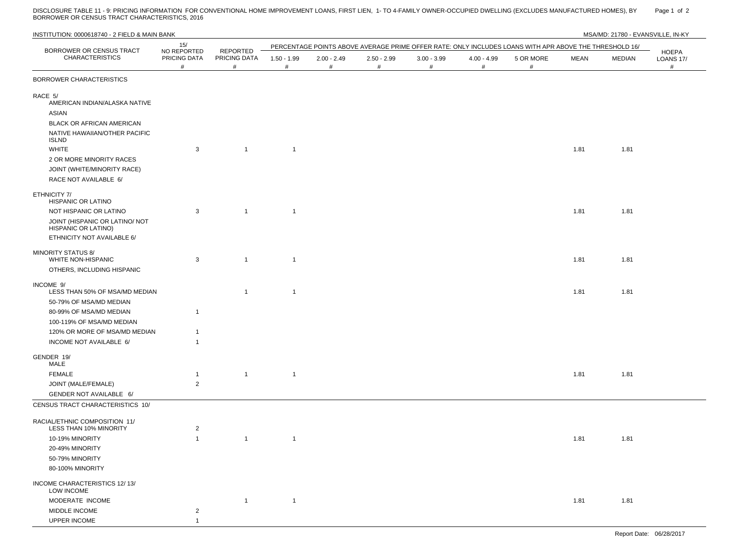DISCLOSURE TABLE 11 - 9: PRICING INFORMATION FOR CONVENTIONAL HOME IMPROVEMENT LOANS, FIRST LIEN, 1- TO 4-FAMILY OWNER-OCCUPIED DWELLING (EXCLUDES MANUFACTURED HOMES), BY BORROWER OR CENSUS TRACT CHARACTERISTICS, 2016

INSTITUTION: 0000618740 - 2 FIELD & MAIN BANK

MSA/MD: 21780 - EVANSVILLE, IN-KY

| BORROWER OR CENSUS TRACT CHARACTERISTICS | 15/ NO REPORTED PRICING DATA # | REPORTED PRICING DATA # | PERCENTAGE POINTS ABOVE AVERAGE PRIME OFFER RATE: ONLY INCLUDES LOANS WITH APR ABOVE THE THRESHOLD 16/ | | | | | | | | HOEPA LOANS 17/ # |
|---|---|---|---|---|---|---|---|---|---|---|---|
| | | | 1.50 - 1.99 # | 2.00 - 2.49 # | 2.50 - 2.99 # | 3.00 - 3.99 # | 4.00 - 4.99 # | 5 OR MORE # | MEAN | MEDIAN | |
| **BORROWER CHARACTERISTICS** | | | | | | | | | | | |
| **RACE 5/** | | | | | | | | | | | |
| AMERICAN INDIAN/ALASKA NATIVE | | | | | | | | | | | |
| ASIAN | | | | | | | | | | | |
| BLACK OR AFRICAN AMERICAN | | | | | | | | | | | |
| NATIVE HAWAIIAN/OTHER PACIFIC ISLND | | | | | | | | | | | |
| WHITE | 3 | 1 | 1 | | | | | | 1.81 | 1.81 | |
| 2 OR MORE MINORITY RACES | | | | | | | | | | | |
| JOINT (WHITE/MINORITY RACE) | | | | | | | | | | | |
| RACE NOT AVAILABLE 6/ | | | | | | | | | | | |
| **ETHNICITY 7/** | | | | | | | | | | | |
| HISPANIC OR LATINO | | | | | | | | | | | |
| NOT HISPANIC OR LATINO | 3 | 1 | 1 | | | | | | 1.81 | 1.81 | |
| JOINT (HISPANIC OR LATINO/ NOT HISPANIC OR LATINO) | | | | | | | | | | | |
| ETHNICITY NOT AVAILABLE 6/ | | | | | | | | | | | |
| **MINORITY STATUS 8/** | | | | | | | | | | | |
| WHITE NON-HISPANIC | 3 | 1 | 1 | | | | | | 1.81 | 1.81 | |
| OTHERS, INCLUDING HISPANIC | | | | | | | | | | | |
| **INCOME 9/** | | | | | | | | | | | |
| LESS THAN 50% OF MSA/MD MEDIAN | | 1 | 1 | | | | | | 1.81 | 1.81 | |
| 50-79% OF MSA/MD MEDIAN | | | | | | | | | | | |
| 80-99% OF MSA/MD MEDIAN | 1 | | | | | | | | | | |
| 100-119% OF MSA/MD MEDIAN | | | | | | | | | | | |
| 120% OR MORE OF MSA/MD MEDIAN | 1 | | | | | | | | | | |
| INCOME NOT AVAILABLE 6/ | 1 | | | | | | | | | | |
| **GENDER 19/** | | | | | | | | | | | |
| MALE | | | | | | | | | | | |
| FEMALE | 1 | 1 | 1 | | | | | | 1.81 | 1.81 | |
| JOINT (MALE/FEMALE) | 2 | | | | | | | | | | |
| GENDER NOT AVAILABLE 6/ | | | | | | | | | | | |
| **CENSUS TRACT CHARACTERISTICS 10/** | | | | | | | | | | | |
| **RACIAL/ETHNIC COMPOSITION 11/** | | | | | | | | | | | |
| LESS THAN 10% MINORITY | 2 | | | | | | | | | | |
| 10-19% MINORITY | 1 | 1 | 1 | | | | | | 1.81 | 1.81 | |
| 20-49% MINORITY | | | | | | | | | | | |
| 50-79% MINORITY | | | | | | | | | | | |
| 80-100% MINORITY | | | | | | | | | | | |
| **INCOME CHARACTERISTICS 12/ 13/** | | | | | | | | | | | |
| LOW INCOME | | | | | | | | | | | |
| MODERATE INCOME | | 1 | 1 | | | | | | 1.81 | 1.81 | |
| MIDDLE INCOME | 2 | | | | | | | | | | |
| UPPER INCOME | 1 | | | | | | | | | | |

Report Date: 06/28/2017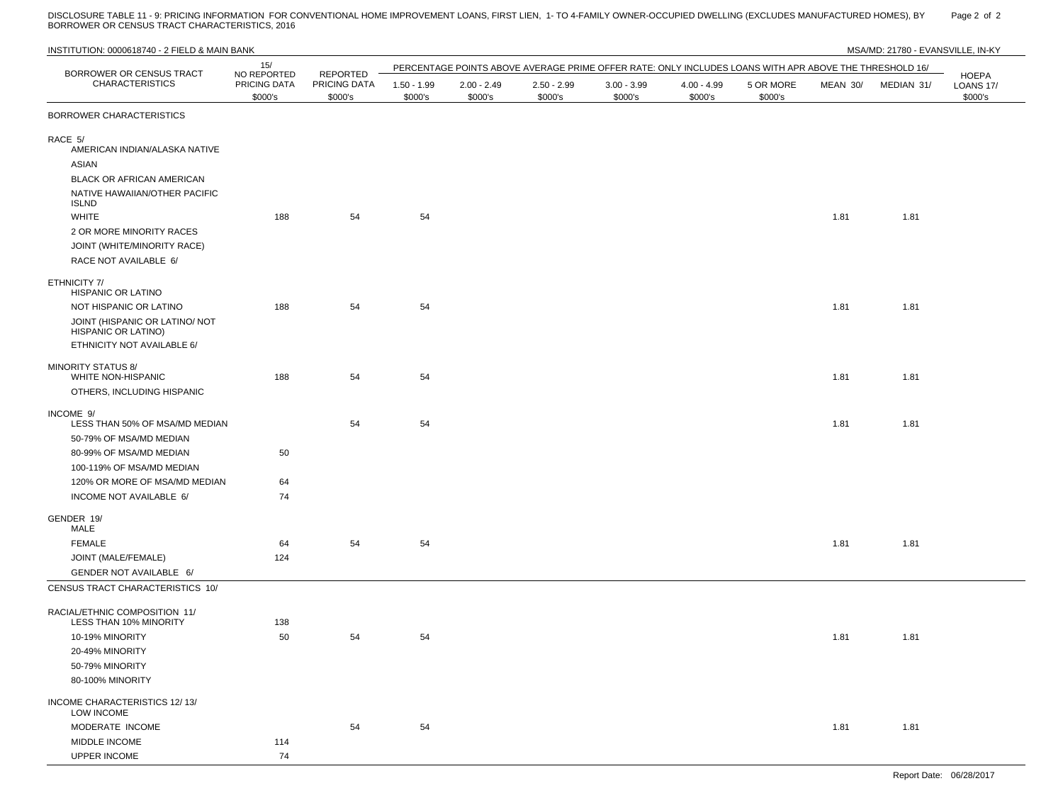DISCLOSURE TABLE 11 - 9: PRICING INFORMATION FOR CONVENTIONAL HOME IMPROVEMENT LOANS, FIRST LIEN, 1- TO 4-FAMILY OWNER-OCCUPIED DWELLING (EXCLUDES MANUFACTURED HOMES), BY BORROWER OR CENSUS TRACT CHARACTERISTICS, 2016

INSTITUTION: 0000618740 - 2 FIELD & MAIN BANK

MSA/MD: 21780 - EVANSVILLE, IN-KY

| BORROWER OR CENSUS TRACT CHARACTERISTICS | 15/ NO REPORTED PRICING DATA $000's | REPORTED PRICING DATA $000's | PERCENTAGE POINTS ABOVE AVERAGE PRIME OFFER RATE: ONLY INCLUDES LOANS WITH APR ABOVE THE THRESHOLD 16/ | | | | | | | | HOEPA LOANS 17/ $000's |
|---|---|---|---|---|---|---|---|---|---|---|---|
| | | | 1.50 - 1.99 $000's | 2.00 - 2.49 $000's | 2.50 - 2.99 $000's | 3.00 - 3.99 $000's | 4.00 - 4.99 $000's | 5 OR MORE $000's | MEAN 30/ | MEDIAN 31/ | |
| **BORROWER CHARACTERISTICS** | | | | | | | | | | | |
| **RACE 5/** | | | | | | | | | | | |
| AMERICAN INDIAN/ALASKA NATIVE | | | | | | | | | | | |
| ASIAN | | | | | | | | | | | |
| BLACK OR AFRICAN AMERICAN | | | | | | | | | | | |
| NATIVE HAWAIIAN/OTHER PACIFIC ISLND | | | | | | | | | | | |
| WHITE | 188 | 54 | 54 | | | | | | 1.81 | 1.81 | |
| 2 OR MORE MINORITY RACES | | | | | | | | | | | |
| JOINT (WHITE/MINORITY RACE) | | | | | | | | | | | |
| RACE NOT AVAILABLE 6/ | | | | | | | | | | | |
| **ETHNICITY 7/** | | | | | | | | | | | |
| HISPANIC OR LATINO | | | | | | | | | | | |
| NOT HISPANIC OR LATINO | 188 | 54 | 54 | | | | | | 1.81 | 1.81 | |
| JOINT (HISPANIC OR LATINO/ NOT HISPANIC OR LATINO) | | | | | | | | | | | |
| ETHNICITY NOT AVAILABLE 6/ | | | | | | | | | | | |
| **MINORITY STATUS 8/** | | | | | | | | | | | |
| WHITE NON-HISPANIC | 188 | 54 | 54 | | | | | | 1.81 | 1.81 | |
| OTHERS, INCLUDING HISPANIC | | | | | | | | | | | |
| **INCOME 9/** | | | | | | | | | | | |
| LESS THAN 50% OF MSA/MD MEDIAN | | 54 | 54 | | | | | | 1.81 | 1.81 | |
| 50-79% OF MSA/MD MEDIAN | | | | | | | | | | | |
| 80-99% OF MSA/MD MEDIAN | 50 | | | | | | | | | | |
| 100-119% OF MSA/MD MEDIAN | | | | | | | | | | | |
| 120% OR MORE OF MSA/MD MEDIAN | 64 | | | | | | | | | | |
| INCOME NOT AVAILABLE 6/ | 74 | | | | | | | | | | |
| **GENDER 19/** | | | | | | | | | | | |
| MALE | | | | | | | | | | | |
| FEMALE | 64 | 54 | 54 | | | | | | 1.81 | 1.81 | |
| JOINT (MALE/FEMALE) | 124 | | | | | | | | | | |
| GENDER NOT AVAILABLE 6/ | | | | | | | | | | | |
| **CENSUS TRACT CHARACTERISTICS 10/** | | | | | | | | | | | |
| **RACIAL/ETHNIC COMPOSITION 11/** | | | | | | | | | | | |
| LESS THAN 10% MINORITY | 138 | | | | | | | | | | |
| 10-19% MINORITY | 50 | 54 | 54 | | | | | | 1.81 | 1.81 | |
| 20-49% MINORITY | | | | | | | | | | | |
| 50-79% MINORITY | | | | | | | | | | | |
| 80-100% MINORITY | | | | | | | | | | | |
| **INCOME CHARACTERISTICS 12/ 13/** | | | | | | | | | | | |
| LOW INCOME | | | | | | | | | | | |
| MODERATE INCOME | | 54 | 54 | | | | | | 1.81 | 1.81 | |
| MIDDLE INCOME | 114 | | | | | | | | | | |
| UPPER INCOME | 74 | | | | | | | | | | |

Report Date: 06/28/2017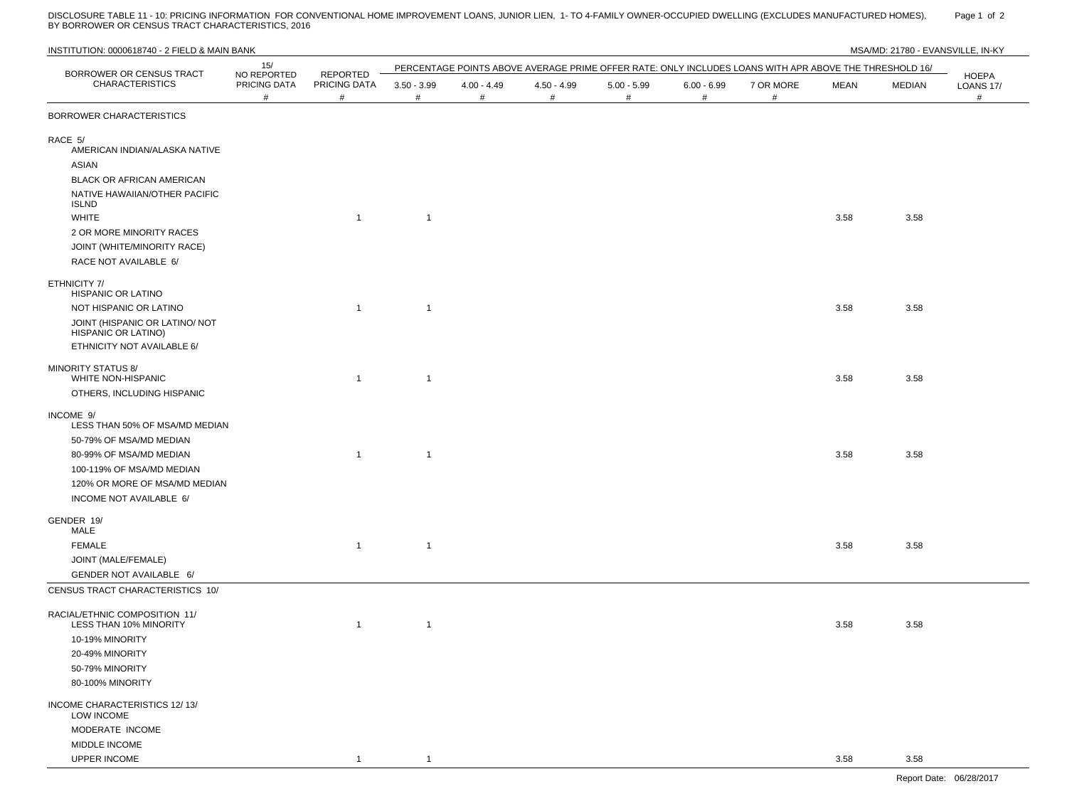DISCLOSURE TABLE 11 - 10: PRICING INFORMATION FOR CONVENTIONAL HOME IMPROVEMENT LOANS, JUNIOR LIEN, 1- TO 4-FAMILY OWNER-OCCUPIED DWELLING (EXCLUDES MANUFACTURED HOMES), BY BORROWER OR CENSUS TRACT CHARACTERISTICS, 2016

INSTITUTION: 0000618740 - 2 FIELD & MAIN BANK

MSA/MD: 21780 - EVANSVILLE, IN-KY

| BORROWER OR CENSUS TRACT CHARACTERISTICS | 15/ NO REPORTED PRICING DATA # | REPORTED PRICING DATA # | PERCENTAGE POINTS ABOVE AVERAGE PRIME OFFER RATE: ONLY INCLUDES LOANS WITH APR ABOVE THE THRESHOLD 16/ | | | | | | | | HOEPA LOANS 17/ # |
|---|---|---|---|---|---|---|---|---|---|---|---|
| | | | 3.50 - 3.99 # | 4.00 - 4.49 # | 4.50 - 4.99 # | 5.00 - 5.99 # | 6.00 - 6.99 # | 7 OR MORE # | MEAN | MEDIAN | |
| **BORROWER CHARACTERISTICS** | | | | | | | | | | | |
| **RACE 5/** | | | | | | | | | | | |
| AMERICAN INDIAN/ALASKA NATIVE | | | | | | | | | | | |
| ASIAN | | | | | | | | | | | |
| BLACK OR AFRICAN AMERICAN | | | | | | | | | | | |
| NATIVE HAWAIIAN/OTHER PACIFIC ISLND | | | | | | | | | | | |
| WHITE | | 1 | 1 | | | | | | 3.58 | 3.58 | |
| 2 OR MORE MINORITY RACES | | | | | | | | | | | |
| JOINT (WHITE/MINORITY RACE) | | | | | | | | | | | |
| RACE NOT AVAILABLE 6/ | | | | | | | | | | | |
| **ETHNICITY 7/** | | | | | | | | | | | |
| HISPANIC OR LATINO | | | | | | | | | | | |
| NOT HISPANIC OR LATINO | | 1 | 1 | | | | | | 3.58 | 3.58 | |
| JOINT (HISPANIC OR LATINO/ NOT HISPANIC OR LATINO) | | | | | | | | | | | |
| ETHNICITY NOT AVAILABLE 6/ | | | | | | | | | | | |
| **MINORITY STATUS 8/** | | | | | | | | | | | |
| WHITE NON-HISPANIC | | 1 | 1 | | | | | | 3.58 | 3.58 | |
| OTHERS, INCLUDING HISPANIC | | | | | | | | | | | |
| **INCOME 9/** | | | | | | | | | | | |
| LESS THAN 50% OF MSA/MD MEDIAN | | | | | | | | | | | |
| 50-79% OF MSA/MD MEDIAN | | | | | | | | | | | |
| 80-99% OF MSA/MD MEDIAN | | 1 | 1 | | | | | | 3.58 | 3.58 | |
| 100-119% OF MSA/MD MEDIAN | | | | | | | | | | | |
| 120% OR MORE OF MSA/MD MEDIAN | | | | | | | | | | | |
| INCOME NOT AVAILABLE 6/ | | | | | | | | | | | |
| **GENDER 19/** | | | | | | | | | | | |
| MALE | | | | | | | | | | | |
| FEMALE | | 1 | 1 | | | | | | 3.58 | 3.58 | |
| JOINT (MALE/FEMALE) | | | | | | | | | | | |
| GENDER NOT AVAILABLE 6/ | | | | | | | | | | | |
| **CENSUS TRACT CHARACTERISTICS 10/** | | | | | | | | | | | |
| **RACIAL/ETHNIC COMPOSITION 11/** | | | | | | | | | | | |
| LESS THAN 10% MINORITY | | 1 | 1 | | | | | | 3.58 | 3.58 | |
| 10-19% MINORITY | | | | | | | | | | | |
| 20-49% MINORITY | | | | | | | | | | | |
| 50-79% MINORITY | | | | | | | | | | | |
| 80-100% MINORITY | | | | | | | | | | | |
| **INCOME CHARACTERISTICS 12/ 13/** | | | | | | | | | | | |
| LOW INCOME | | | | | | | | | | | |
| MODERATE INCOME | | | | | | | | | | | |
| MIDDLE INCOME | | | | | | | | | | | |
| UPPER INCOME | | 1 | 1 | | | | | | 3.58 | 3.58 | |

Report Date: 06/28/2017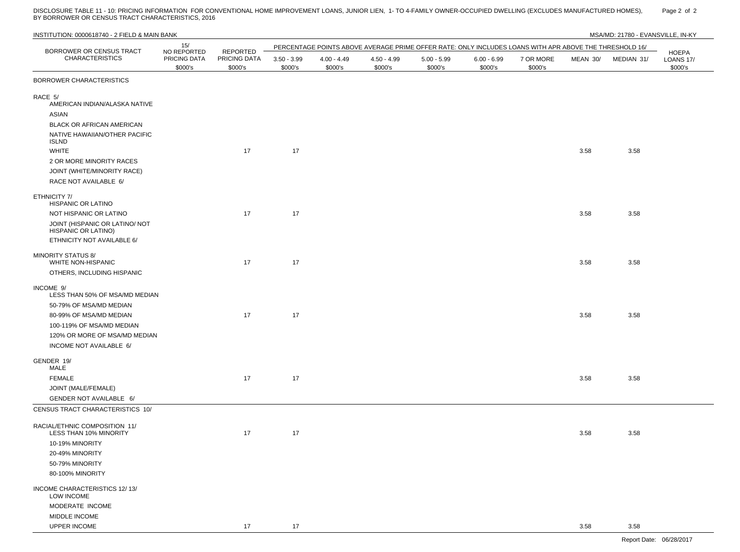DISCLOSURE TABLE 11 - 10: PRICING INFORMATION FOR CONVENTIONAL HOME IMPROVEMENT LOANS, JUNIOR LIEN, 1- TO 4-FAMILY OWNER-OCCUPIED DWELLING (EXCLUDES MANUFACTURED HOMES), BY BORROWER OR CENSUS TRACT CHARACTERISTICS, 2016

INSTITUTION: 0000618740 - 2 FIELD & MAIN BANK

MSA/MD: 21780 - EVANSVILLE, IN-KY

| BORROWER OR CENSUS TRACT CHARACTERISTICS | 15/ NO REPORTED PRICING DATA $000's | REPORTED PRICING DATA $000's | PERCENTAGE POINTS ABOVE AVERAGE PRIME OFFER RATE: ONLY INCLUDES LOANS WITH APR ABOVE THE THRESHOLD 16/ | | | | | | | | HOEPA LOANS 17/ $000's |
|---|---|---|---|---|---|---|---|---|---|---|---|
| | | | 3.50 - 3.99 $000's | 4.00 - 4.49 $000's | 4.50 - 4.99 $000's | 5.00 - 5.99 $000's | 6.00 - 6.99 $000's | 7 OR MORE $000's | MEAN 30/ | MEDIAN 31/ | |
| **BORROWER CHARACTERISTICS** | | | | | | | | | | | |
| **RACE 5/** | | | | | | | | | | | |
| AMERICAN INDIAN/ALASKA NATIVE | | | | | | | | | | | |
| ASIAN | | | | | | | | | | | |
| BLACK OR AFRICAN AMERICAN | | | | | | | | | | | |
| NATIVE HAWAIIAN/OTHER PACIFIC ISLND | | | | | | | | | | | |
| WHITE | | 17 | 17 | | | | | | 3.58 | 3.58 | |
| 2 OR MORE MINORITY RACES | | | | | | | | | | | |
| JOINT (WHITE/MINORITY RACE) | | | | | | | | | | | |
| RACE NOT AVAILABLE 6/ | | | | | | | | | | | |
| **ETHNICITY 7/** | | | | | | | | | | | |
| HISPANIC OR LATINO | | | | | | | | | | | |
| NOT HISPANIC OR LATINO | | 17 | 17 | | | | | | 3.58 | 3.58 | |
| JOINT (HISPANIC OR LATINO/ NOT HISPANIC OR LATINO) | | | | | | | | | | | |
| ETHNICITY NOT AVAILABLE 6/ | | | | | | | | | | | |
| **MINORITY STATUS 8/** | | | | | | | | | | | |
| WHITE NON-HISPANIC | | 17 | 17 | | | | | | 3.58 | 3.58 | |
| OTHERS, INCLUDING HISPANIC | | | | | | | | | | | |
| **INCOME 9/** | | | | | | | | | | | |
| LESS THAN 50% OF MSA/MD MEDIAN | | | | | | | | | | | |
| 50-79% OF MSA/MD MEDIAN | | | | | | | | | | | |
| 80-99% OF MSA/MD MEDIAN | | 17 | 17 | | | | | | 3.58 | 3.58 | |
| 100-119% OF MSA/MD MEDIAN | | | | | | | | | | | |
| 120% OR MORE OF MSA/MD MEDIAN | | | | | | | | | | | |
| INCOME NOT AVAILABLE 6/ | | | | | | | | | | | |
| **GENDER 19/** | | | | | | | | | | | |
| MALE | | | | | | | | | | | |
| FEMALE | | 17 | 17 | | | | | | 3.58 | 3.58 | |
| JOINT (MALE/FEMALE) | | | | | | | | | | | |
| GENDER NOT AVAILABLE 6/ | | | | | | | | | | | |
| **CENSUS TRACT CHARACTERISTICS 10/** | | | | | | | | | | | |
| **RACIAL/ETHNIC COMPOSITION 11/** | | | | | | | | | | | |
| LESS THAN 10% MINORITY | | 17 | 17 | | | | | | 3.58 | 3.58 | |
| 10-19% MINORITY | | | | | | | | | | | |
| 20-49% MINORITY | | | | | | | | | | | |
| 50-79% MINORITY | | | | | | | | | | | |
| 80-100% MINORITY | | | | | | | | | | | |
| **INCOME CHARACTERISTICS 12/ 13/** | | | | | | | | | | | |
| LOW INCOME | | | | | | | | | | | |
| MODERATE INCOME | | | | | | | | | | | |
| MIDDLE INCOME | | | | | | | | | | | |
| UPPER INCOME | | 17 | 17 | | | | | | 3.58 | 3.58 | |

Report Date: 06/28/2017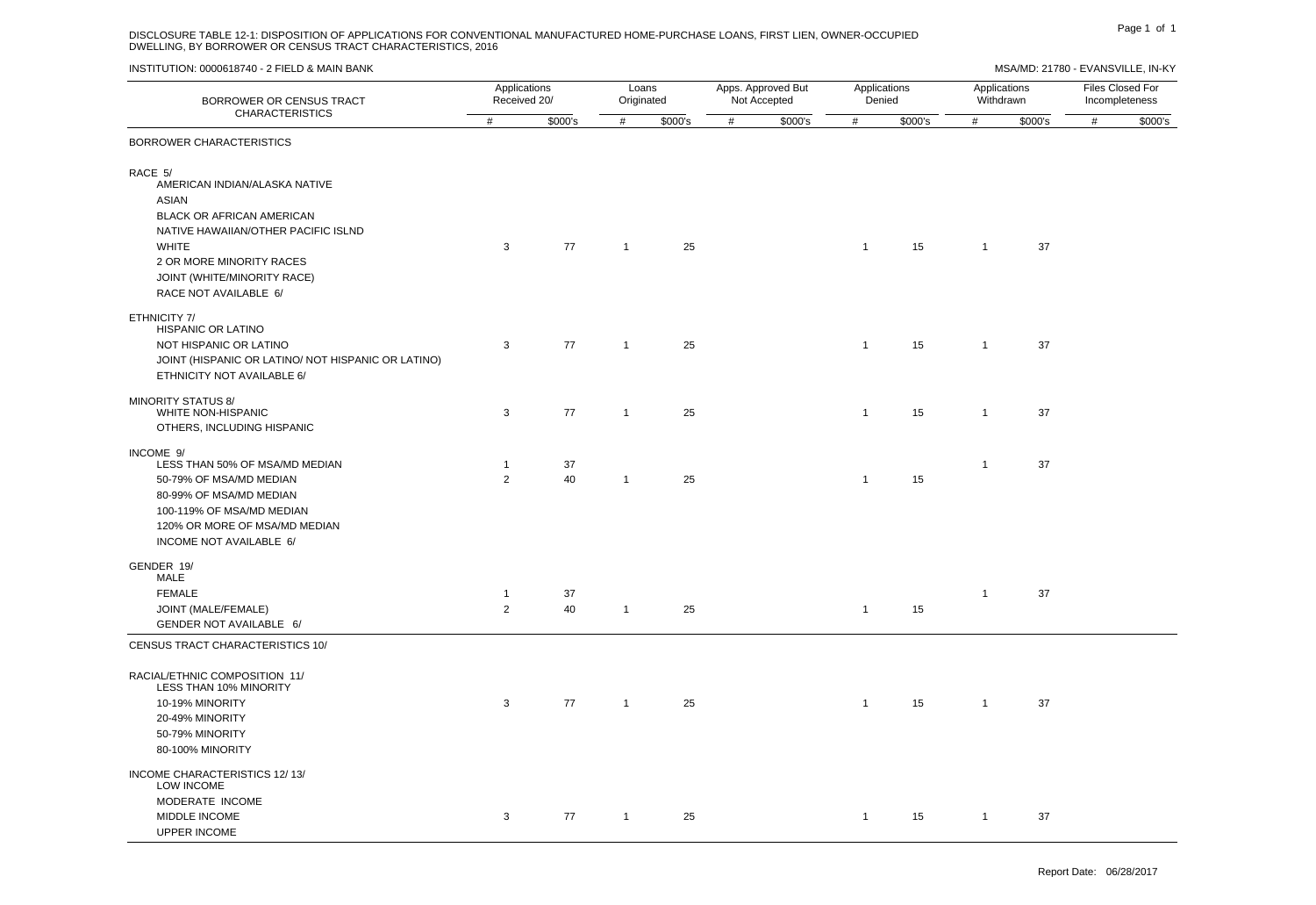DISCLOSURE TABLE 12-1: DISPOSITION OF APPLICATIONS FOR CONVENTIONAL MANUFACTURED HOME-PURCHASE LOANS, FIRST LIEN, OWNER-OCCUPIED DWELLING, BY BORROWER OR CENSUS TRACT CHARACTERISTICS, 2016

INSTITUTION: 0000618740 - 2 FIELD & MAIN BANK

MSA/MD: 21780 - EVANSVILLE, IN-KY

| BORROWER OR CENSUS TRACT CHARACTERISTICS | Applications Received 20/ | | Loans Originated | | Apps. Approved But Not Accepted | | Applications Denied | | Applications Withdrawn | | Files Closed For Incompleteness | |
|---|---|---|---|---|---|---|---|---|---|---|---|---|
| | # | $000's | # | $000's | # | $000's | # | $000's | # | $000's | # | $000's |
| **BORROWER CHARACTERISTICS** | | | | | | | | | | | | |
| RACE 5/ | | | | | | | | | | | | |
| AMERICAN INDIAN/ALASKA NATIVE | | | | | | | | | | | | |
| ASIAN | | | | | | | | | | | | |
| BLACK OR AFRICAN AMERICAN | | | | | | | | | | | | |
| NATIVE HAWAIIAN/OTHER PACIFIC ISLND | | | | | | | | | | | | |
| WHITE | 3 | 77 | 1 | 25 | | | 1 | 15 | 1 | 37 | | |
| 2 OR MORE MINORITY RACES | | | | | | | | | | | | |
| JOINT (WHITE/MINORITY RACE) | | | | | | | | | | | | |
| RACE NOT AVAILABLE 6/ | | | | | | | | | | | | |
| ETHNICITY 7/ | | | | | | | | | | | | |
| HISPANIC OR LATINO | | | | | | | | | | | | |
| NOT HISPANIC OR LATINO | 3 | 77 | 1 | 25 | | | 1 | 15 | 1 | 37 | | |
| JOINT (HISPANIC OR LATINO/ NOT HISPANIC OR LATINO) | | | | | | | | | | | | |
| ETHNICITY NOT AVAILABLE 6/ | | | | | | | | | | | | |
| MINORITY STATUS 8/ | | | | | | | | | | | | |
| WHITE NON-HISPANIC | 3 | 77 | 1 | 25 | | | 1 | 15 | 1 | 37 | | |
| OTHERS, INCLUDING HISPANIC | | | | | | | | | | | | |
| INCOME 9/ | | | | | | | | | | | | |
| LESS THAN 50% OF MSA/MD MEDIAN | 1 | 37 | | | | | | | 1 | 37 | | |
| 50-79% OF MSA/MD MEDIAN | 2 | 40 | 1 | 25 | | | 1 | 15 | | | | |
| 80-99% OF MSA/MD MEDIAN | | | | | | | | | | | | |
| 100-119% OF MSA/MD MEDIAN | | | | | | | | | | | | |
| 120% OR MORE OF MSA/MD MEDIAN | | | | | | | | | | | | |
| INCOME NOT AVAILABLE 6/ | | | | | | | | | | | | |
| GENDER 19/ | | | | | | | | | | | | |
| MALE | | | | | | | | | | | | |
| FEMALE | 1 | 37 | | | | | | | 1 | 37 | | |
| JOINT (MALE/FEMALE) | 2 | 40 | 1 | 25 | | | 1 | 15 | | | | |
| GENDER NOT AVAILABLE 6/ | | | | | | | | | | | | |
| **CENSUS TRACT CHARACTERISTICS 10/** | | | | | | | | | | | | |
| RACIAL/ETHNIC COMPOSITION 11/ | | | | | | | | | | | | |
| LESS THAN 10% MINORITY | | | | | | | | | | | | |
| 10-19% MINORITY | 3 | 77 | 1 | 25 | | | 1 | 15 | 1 | 37 | | |
| 20-49% MINORITY | | | | | | | | | | | | |
| 50-79% MINORITY | | | | | | | | | | | | |
| 80-100% MINORITY | | | | | | | | | | | | |
| INCOME CHARACTERISTICS 12/ 13/ | | | | | | | | | | | | |
| LOW INCOME | | | | | | | | | | | | |
| MODERATE INCOME | | | | | | | | | | | | |
| MIDDLE INCOME | 3 | 77 | 1 | 25 | | | 1 | 15 | 1 | 37 | | |
| UPPER INCOME | | | | | | | | | | | | |

Report Date: 06/28/2017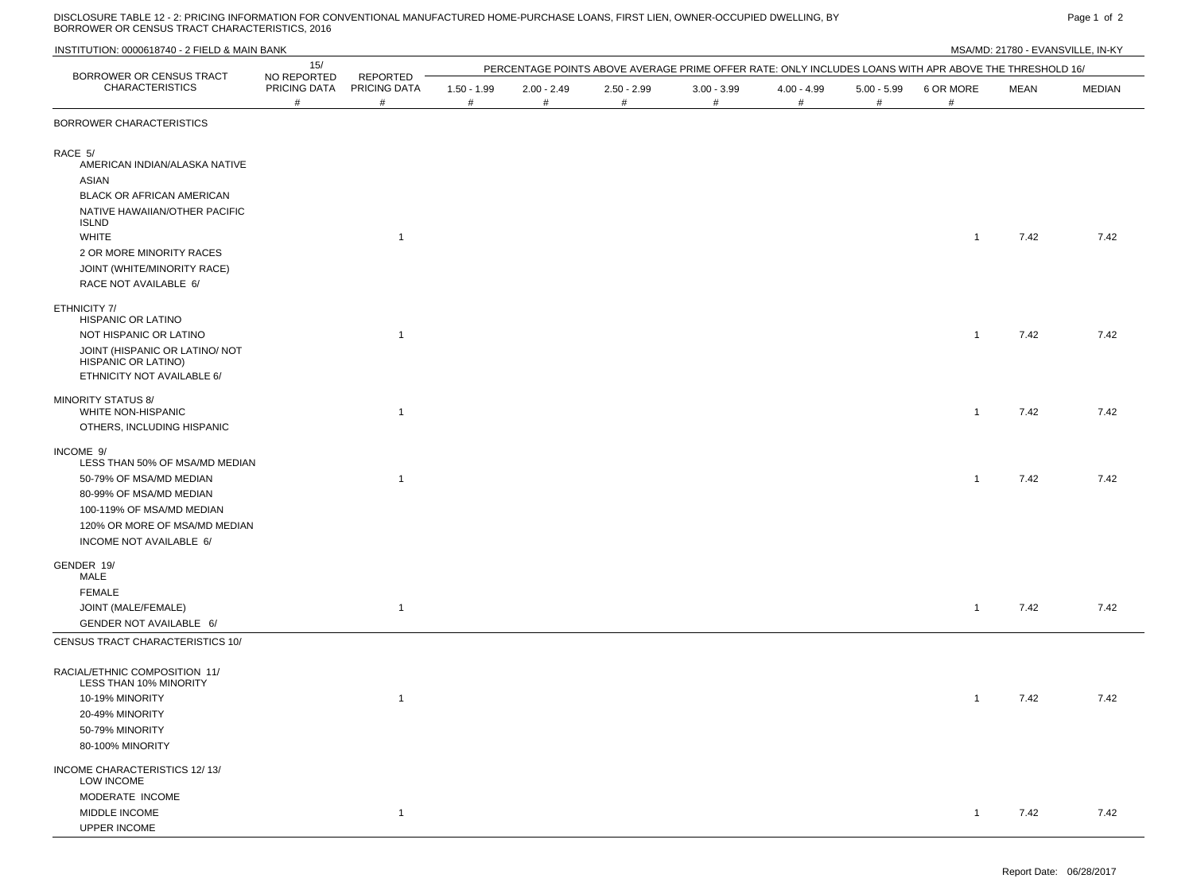DISCLOSURE TABLE 12 - 2: PRICING INFORMATION FOR CONVENTIONAL MANUFACTURED HOME-PURCHASE LOANS, FIRST LIEN, OWNER-OCCUPIED DWELLING, BY BORROWER OR CENSUS TRACT CHARACTERISTICS, 2016

INSTITUTION: 0000618740 - 2 FIELD & MAIN BANK

MSA/MD: 21780 - EVANSVILLE, IN-KY

| BORROWER OR CENSUS TRACT CHARACTERISTICS | 15/ NO REPORTED PRICING DATA # | REPORTED PRICING DATA # | PERCENTAGE POINTS ABOVE AVERAGE PRIME OFFER RATE: ONLY INCLUDES LOANS WITH APR ABOVE THE THRESHOLD 16/ | | | | | | | | |
|---|---|---|---|---|---|---|---|---|---|---|---|
| | | | 1.50 - 1.99 # | 2.00 - 2.49 # | 2.50 - 2.99 # | 3.00 - 3.99 # | 4.00 - 4.99 # | 5.00 - 5.99 # | 6 OR MORE # | MEAN | MEDIAN |
| **BORROWER CHARACTERISTICS** | | | | | | | | | | | |
| **RACE 5/** | | | | | | | | | | | |
| AMERICAN INDIAN/ALASKA NATIVE | | | | | | | | | | | |
| ASIAN | | | | | | | | | | | |
| BLACK OR AFRICAN AMERICAN | | | | | | | | | | | |
| NATIVE HAWAIIAN/OTHER PACIFIC ISLND | | | | | | | | | | | |
| WHITE | | 1 | | | | | | | 1 | 7.42 | 7.42 |
| 2 OR MORE MINORITY RACES | | | | | | | | | | | |
| JOINT (WHITE/MINORITY RACE) | | | | | | | | | | | |
| RACE NOT AVAILABLE 6/ | | | | | | | | | | | |
| **ETHNICITY 7/** | | | | | | | | | | | |
| HISPANIC OR LATINO | | | | | | | | | | | |
| NOT HISPANIC OR LATINO | | 1 | | | | | | | 1 | 7.42 | 7.42 |
| JOINT (HISPANIC OR LATINO/ NOT HISPANIC OR LATINO) | | | | | | | | | | | |
| ETHNICITY NOT AVAILABLE 6/ | | | | | | | | | | | |
| **MINORITY STATUS 8/** | | | | | | | | | | | |
| WHITE NON-HISPANIC | | 1 | | | | | | | 1 | 7.42 | 7.42 |
| OTHERS, INCLUDING HISPANIC | | | | | | | | | | | |
| **INCOME 9/** | | | | | | | | | | | |
| LESS THAN 50% OF MSA/MD MEDIAN | | | | | | | | | | | |
| 50-79% OF MSA/MD MEDIAN | | 1 | | | | | | | 1 | 7.42 | 7.42 |
| 80-99% OF MSA/MD MEDIAN | | | | | | | | | | | |
| 100-119% OF MSA/MD MEDIAN | | | | | | | | | | | |
| 120% OR MORE OF MSA/MD MEDIAN | | | | | | | | | | | |
| INCOME NOT AVAILABLE 6/ | | | | | | | | | | | |
| **GENDER 19/** | | | | | | | | | | | |
| MALE | | | | | | | | | | | |
| FEMALE | | | | | | | | | | | |
| JOINT (MALE/FEMALE) | | 1 | | | | | | | 1 | 7.42 | 7.42 |
| GENDER NOT AVAILABLE 6/ | | | | | | | | | | | |
| **CENSUS TRACT CHARACTERISTICS 10/** | | | | | | | | | | | |
| **RACIAL/ETHNIC COMPOSITION 11/** | | | | | | | | | | | |
| LESS THAN 10% MINORITY | | | | | | | | | | | |
| 10-19% MINORITY | | 1 | | | | | | | 1 | 7.42 | 7.42 |
| 20-49% MINORITY | | | | | | | | | | | |
| 50-79% MINORITY | | | | | | | | | | | |
| 80-100% MINORITY | | | | | | | | | | | |
| **INCOME CHARACTERISTICS 12/ 13/** | | | | | | | | | | | |
| LOW INCOME | | | | | | | | | | | |
| MODERATE INCOME | | | | | | | | | | | |
| MIDDLE INCOME | | 1 | | | | | | | 1 | 7.42 | 7.42 |
| UPPER INCOME | | | | | | | | | | | |

Report Date: 06/28/2017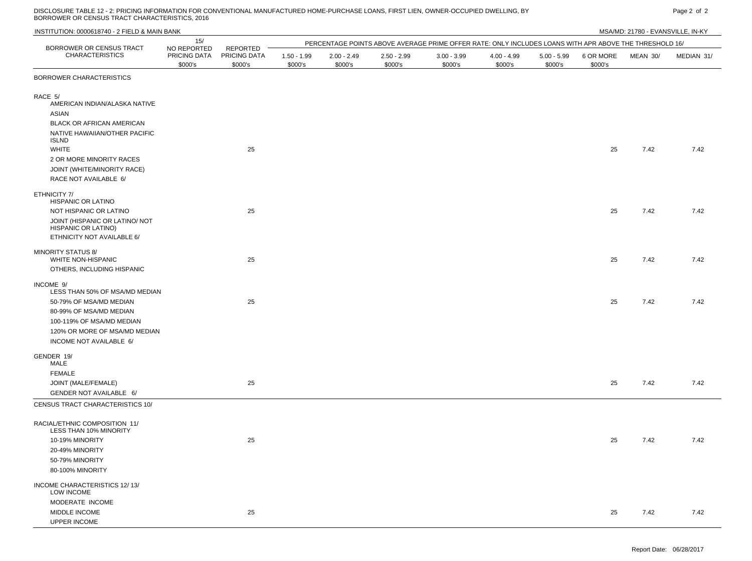DISCLOSURE TABLE 12 - 2: PRICING INFORMATION FOR CONVENTIONAL MANUFACTURED HOME-PURCHASE LOANS, FIRST LIEN, OWNER-OCCUPIED DWELLING, BY BORROWER OR CENSUS TRACT CHARACTERISTICS, 2016

INSTITUTION: 0000618740 - 2 FIELD & MAIN BANK

MSA/MD: 21780 - EVANSVILLE, IN-KY

| BORROWER OR CENSUS TRACT CHARACTERISTICS | 15/ NO REPORTED PRICING DATA $000's | REPORTED PRICING DATA $000's | PERCENTAGE POINTS ABOVE AVERAGE PRIME OFFER RATE: ONLY INCLUDES LOANS WITH APR ABOVE THE THRESHOLD 16/ | | | | | | | | |
|---|---|---|---|---|---|---|---|---|---|---|---|
| | | | 1.50 - 1.99 $000's | 2.00 - 2.49 $000's | 2.50 - 2.99 $000's | 3.00 - 3.99 $000's | 4.00 - 4.99 $000's | 5.00 - 5.99 $000's | 6 OR MORE $000's | MEAN 30/ | MEDIAN 31/ |
| BORROWER CHARACTERISTICS | | | | | | | | | | | |
| RACE 5/ | | | | | | | | | | | |
| AMERICAN INDIAN/ALASKA NATIVE | | | | | | | | | | | |
| ASIAN | | | | | | | | | | | |
| BLACK OR AFRICAN AMERICAN | | | | | | | | | | | |
| NATIVE HAWAIIAN/OTHER PACIFIC ISLND | | | | | | | | | | | |
| WHITE | | 25 | | | | | | | 25 | 7.42 | 7.42 |
| 2 OR MORE MINORITY RACES | | | | | | | | | | | |
| JOINT (WHITE/MINORITY RACE) | | | | | | | | | | | |
| RACE NOT AVAILABLE 6/ | | | | | | | | | | | |
| ETHNICITY 7/ | | | | | | | | | | | |
| HISPANIC OR LATINO | | | | | | | | | | | |
| NOT HISPANIC OR LATINO | | 25 | | | | | | | 25 | 7.42 | 7.42 |
| JOINT (HISPANIC OR LATINO/ NOT HISPANIC OR LATINO) | | | | | | | | | | | |
| ETHNICITY NOT AVAILABLE 6/ | | | | | | | | | | | |
| MINORITY STATUS 8/ | | | | | | | | | | | |
| WHITE NON-HISPANIC | | 25 | | | | | | | 25 | 7.42 | 7.42 |
| OTHERS, INCLUDING HISPANIC | | | | | | | | | | | |
| INCOME 9/ | | | | | | | | | | | |
| LESS THAN 50% OF MSA/MD MEDIAN | | | | | | | | | | | |
| 50-79% OF MSA/MD MEDIAN | | 25 | | | | | | | 25 | 7.42 | 7.42 |
| 80-99% OF MSA/MD MEDIAN | | | | | | | | | | | |
| 100-119% OF MSA/MD MEDIAN | | | | | | | | | | | |
| 120% OR MORE OF MSA/MD MEDIAN | | | | | | | | | | | |
| INCOME NOT AVAILABLE 6/ | | | | | | | | | | | |
| GENDER 19/ | | | | | | | | | | | |
| MALE | | | | | | | | | | | |
| FEMALE | | | | | | | | | | | |
| JOINT (MALE/FEMALE) | | 25 | | | | | | | 25 | 7.42 | 7.42 |
| GENDER NOT AVAILABLE 6/ | | | | | | | | | | | |
| CENSUS TRACT CHARACTERISTICS 10/ | | | | | | | | | | | |
| RACIAL/ETHNIC COMPOSITION 11/ | | | | | | | | | | | |
| LESS THAN 10% MINORITY | | | | | | | | | | | |
| 10-19% MINORITY | | 25 | | | | | | | 25 | 7.42 | 7.42 |
| 20-49% MINORITY | | | | | | | | | | | |
| 50-79% MINORITY | | | | | | | | | | | |
| 80-100% MINORITY | | | | | | | | | | | |
| INCOME CHARACTERISTICS 12/ 13/ | | | | | | | | | | | |
| LOW INCOME | | | | | | | | | | | |
| MODERATE INCOME | | | | | | | | | | | |
| MIDDLE INCOME | | 25 | | | | | | | 25 | 7.42 | 7.42 |
| UPPER INCOME | | | | | | | | | | | |

Report Date: 06/28/2017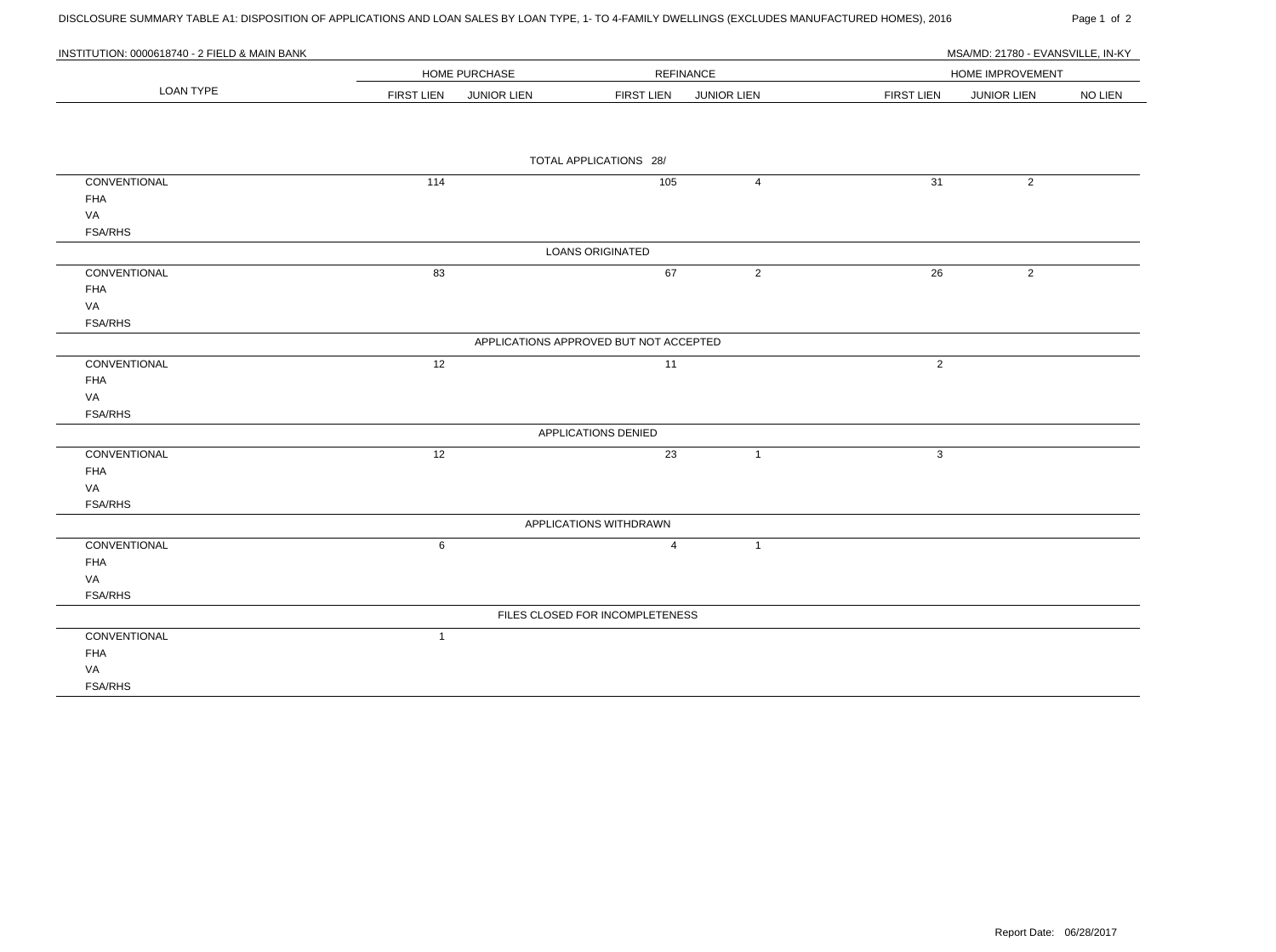DISCLOSURE SUMMARY TABLE A1: DISPOSITION OF APPLICATIONS AND LOAN SALES BY LOAN TYPE, 1- TO 4-FAMILY DWELLINGS (EXCLUDES MANUFACTURED HOMES), 2016

INSTITUTION: 0000618740 - 2 FIELD & MAIN BANK

MSA/MD: 21780 - EVANSVILLE, IN-KY

| LOAN TYPE | HOME PURCHASE | | REFINANCE | | HOME IMPROVEMENT | | |
|---|---|---|---|---|---|---|---|
| | FIRST LIEN | JUNIOR LIEN | FIRST LIEN | JUNIOR LIEN | FIRST LIEN | JUNIOR LIEN | NO LIEN |
| **TOTAL APPLICATIONS 28/** | | | | | | | |
| CONVENTIONAL | 114 | | 105 | 4 | 31 | 2 | |
| FHA | | | | | | | |
| VA | | | | | | | |
| FSA/RHS | | | | | | | |
| **LOANS ORIGINATED** | | | | | | | |
| CONVENTIONAL | 83 | | 67 | 2 | 26 | 2 | |
| FHA | | | | | | | |
| VA | | | | | | | |
| FSA/RHS | | | | | | | |
| **APPLICATIONS APPROVED BUT NOT ACCEPTED** | | | | | | | |
| CONVENTIONAL | 12 | | 11 | | 2 | | |
| FHA | | | | | | | |
| VA | | | | | | | |
| FSA/RHS | | | | | | | |
| **APPLICATIONS DENIED** | | | | | | | |
| CONVENTIONAL | 12 | | 23 | 1 | 3 | | |
| FHA | | | | | | | |
| VA | | | | | | | |
| FSA/RHS | | | | | | | |
| **APPLICATIONS WITHDRAWN** | | | | | | | |
| CONVENTIONAL | 6 | | 4 | 1 | | | |
| FHA | | | | | | | |
| VA | | | | | | | |
| FSA/RHS | | | | | | | |
| **FILES CLOSED FOR INCOMPLETENESS** | | | | | | | |
| CONVENTIONAL | 1 | | | | | | |
| FHA | | | | | | | |
| VA | | | | | | | |
| FSA/RHS | | | | | | | |

Report Date: 06/28/2017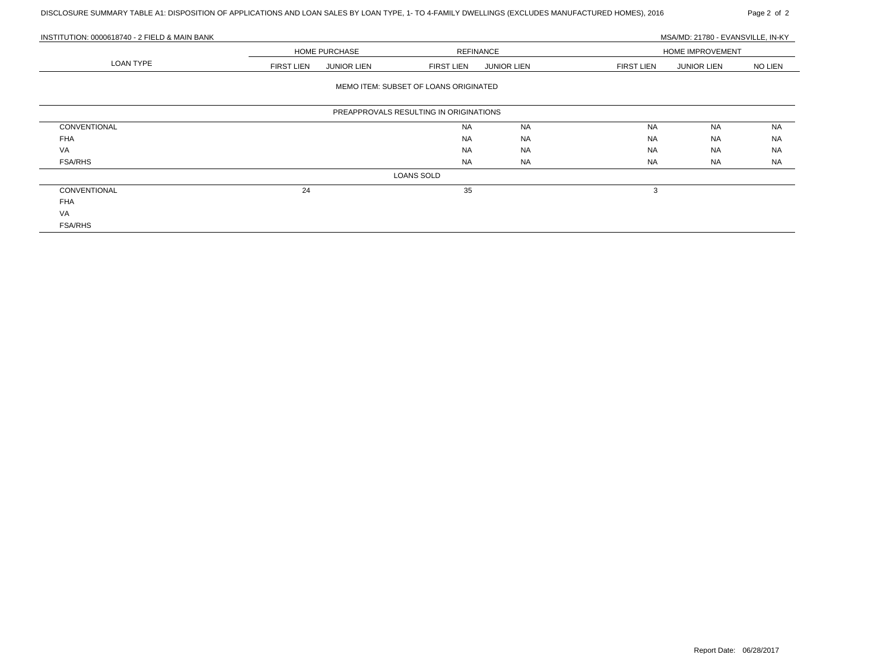DISCLOSURE SUMMARY TABLE A1: DISPOSITION OF APPLICATIONS AND LOAN SALES BY LOAN TYPE, 1- TO 4-FAMILY DWELLINGS (EXCLUDES MANUFACTURED HOMES), 2016

INSTITUTION: 0000618740 - 2 FIELD & MAIN BANK

MSA/MD: 21780 - EVANSVILLE, IN-KY

| LOAN TYPE | HOME PURCHASE | | REFINANCE | | HOME IMPROVEMENT | | |
|---|---|---|---|---|---|---|---|
| | FIRST LIEN | JUNIOR LIEN | FIRST LIEN | JUNIOR LIEN | FIRST LIEN | JUNIOR LIEN | NO LIEN |
| **MEMO ITEM: SUBSET OF LOANS ORIGINATED** | | | | | | | |
| **PREAPPROVALS RESULTING IN ORIGINATIONS** | | | | | | | |
| CONVENTIONAL | | | NA | NA | NA | NA | NA |
| FHA | | | NA | NA | NA | NA | NA |
| VA | | | NA | NA | NA | NA | NA |
| FSA/RHS | | | NA | NA | NA | NA | NA |
| **LOANS SOLD** | | | | | | | |
| CONVENTIONAL | 24 | | 35 | | 3 | | |
| FHA | | | | | | | |
| VA | | | | | | | |
| FSA/RHS | | | | | | | |

Report Date: 06/28/2017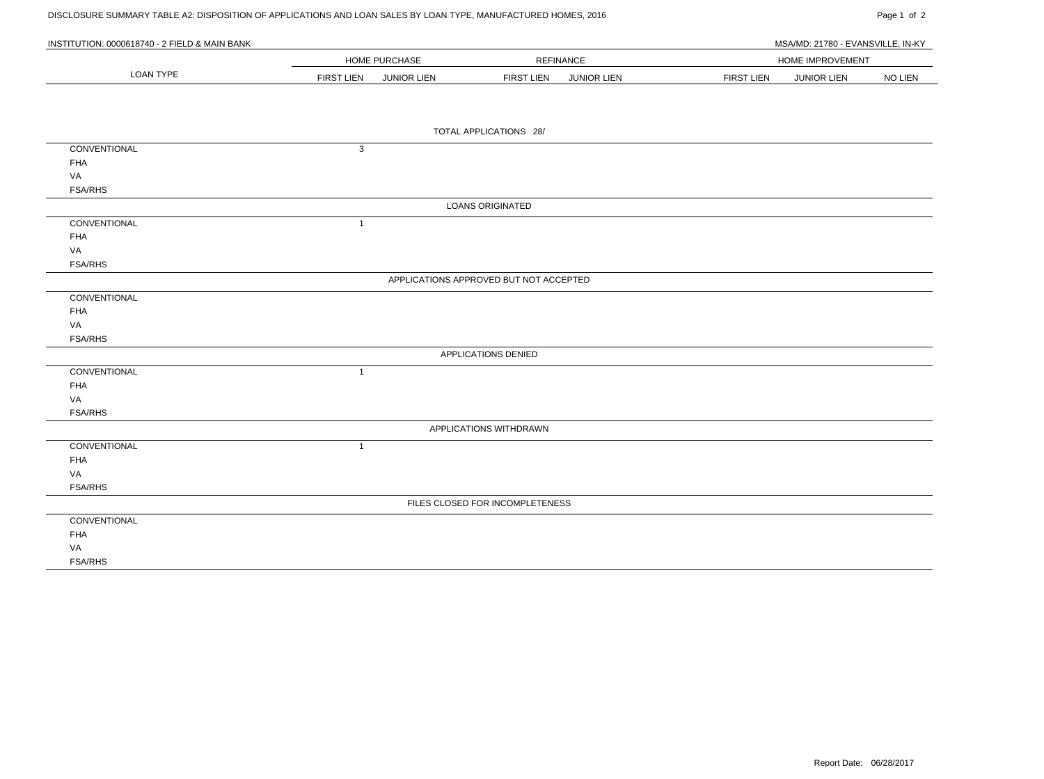DISCLOSURE SUMMARY TABLE A2: DISPOSITION OF APPLICATIONS AND LOAN SALES BY LOAN TYPE, MANUFACTURED HOMES, 2016

INSTITUTION: 0000618740 - 2 FIELD & MAIN BANK

MSA/MD: 21780 - EVANSVILLE, IN-KY

| LOAN TYPE | HOME PURCHASE | | REFINANCE | | HOME IMPROVEMENT | | |
|---|---|---|---|---|---|---|---|
| | FIRST LIEN | JUNIOR LIEN | FIRST LIEN | JUNIOR LIEN | FIRST LIEN | JUNIOR LIEN | NO LIEN |
| **TOTAL APPLICATIONS 28/** | | | | | | | |
| CONVENTIONAL | 3 | | | | | | |
| FHA | | | | | | | |
| VA | | | | | | | |
| FSA/RHS | | | | | | | |
| **LOANS ORIGINATED** | | | | | | | |
| CONVENTIONAL | 1 | | | | | | |
| FHA | | | | | | | |
| VA | | | | | | | |
| FSA/RHS | | | | | | | |
| **APPLICATIONS APPROVED BUT NOT ACCEPTED** | | | | | | | |
| CONVENTIONAL | | | | | | | |
| FHA | | | | | | | |
| VA | | | | | | | |
| FSA/RHS | | | | | | | |
| **APPLICATIONS DENIED** | | | | | | | |
| CONVENTIONAL | 1 | | | | | | |
| FHA | | | | | | | |
| VA | | | | | | | |
| FSA/RHS | | | | | | | |
| **APPLICATIONS WITHDRAWN** | | | | | | | |
| CONVENTIONAL | 1 | | | | | | |
| FHA | | | | | | | |
| VA | | | | | | | |
| FSA/RHS | | | | | | | |
| **FILES CLOSED FOR INCOMPLETENESS** | | | | | | | |
| CONVENTIONAL | | | | | | | |
| FHA | | | | | | | |
| VA | | | | | | | |
| FSA/RHS | | | | | | | |

Report Date: 06/28/2017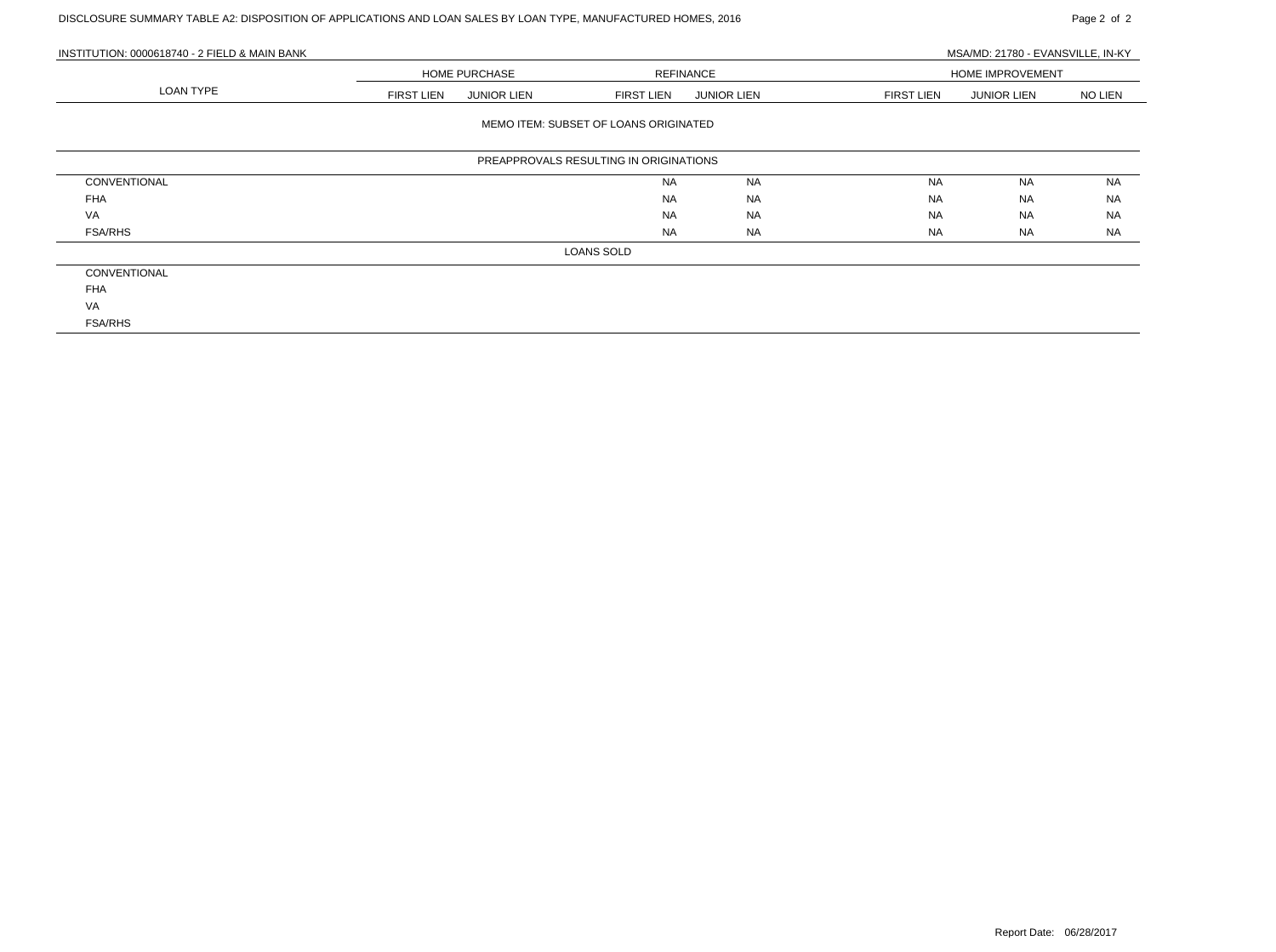# DISCLOSURE SUMMARY TABLE A2: DISPOSITION OF APPLICATIONS AND LOAN SALES BY LOAN TYPE, MANUFACTURED HOMES, 2016

INSTITUTION: 0000618740 - 2 FIELD & MAIN BANK

MSA/MD: 21780 - EVANSVILLE, IN-KY

| LOAN TYPE | HOME PURCHASE | | REFINANCE | | HOME IMPROVEMENT | | |
|---|---|---|---|---|---|---|---|
| | FIRST LIEN | JUNIOR LIEN | FIRST LIEN | JUNIOR LIEN | FIRST LIEN | JUNIOR LIEN | NO LIEN |
| **MEMO ITEM: SUBSET OF LOANS ORIGINATED** | | | | | | | |
| **PREAPPROVALS RESULTING IN ORIGINATIONS** | | | | | | | |
| CONVENTIONAL | | | NA | NA | NA | NA | NA |
| FHA | | | NA | NA | NA | NA | NA |
| VA | | | NA | NA | NA | NA | NA |
| FSA/RHS | | | NA | NA | NA | NA | NA |
| **LOANS SOLD** | | | | | | | |
| CONVENTIONAL | | | | | | | |
| FHA | | | | | | | |
| VA | | | | | | | |
| FSA/RHS | | | | | | | |

Report Date: 06/28/2017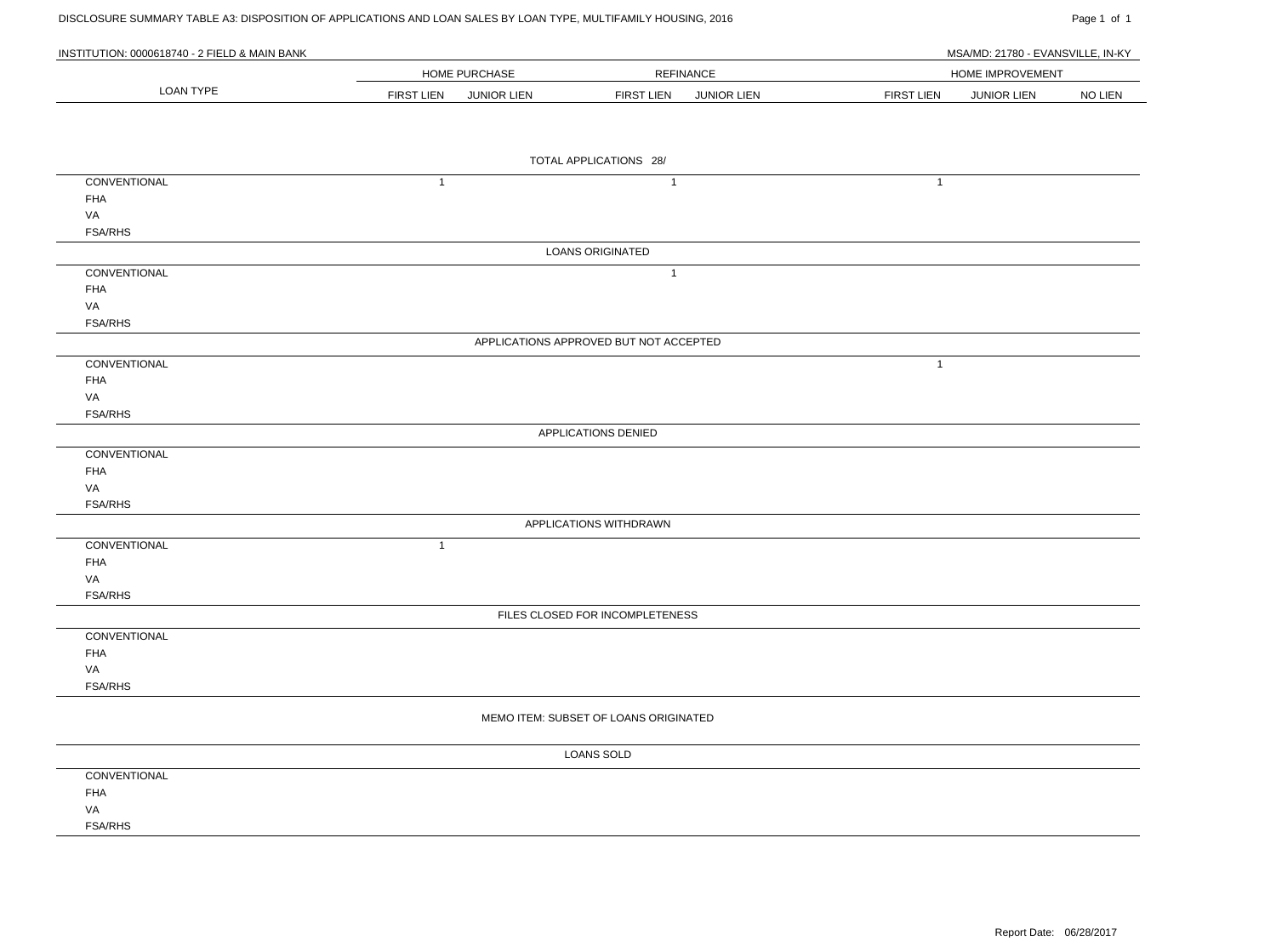DISCLOSURE SUMMARY TABLE A3: DISPOSITION OF APPLICATIONS AND LOAN SALES BY LOAN TYPE, MULTIFAMILY HOUSING, 2016

INSTITUTION: 0000618740 - 2 FIELD & MAIN BANK

MSA/MD: 21780 - EVANSVILLE, IN-KY

| LOAN TYPE | HOME PURCHASE | | REFINANCE | | HOME IMPROVEMENT | | |
|---|---|---|---|---|---|---|---|
| | FIRST LIEN | JUNIOR LIEN | FIRST LIEN | JUNIOR LIEN | FIRST LIEN | JUNIOR LIEN | NO LIEN |
| **TOTAL APPLICATIONS 28/** | | | | | | | |
| CONVENTIONAL | 1 | | 1 | | 1 | | |
| FHA | | | | | | | |
| VA | | | | | | | |
| FSA/RHS | | | | | | | |
| **LOANS ORIGINATED** | | | | | | | |
| CONVENTIONAL | | | 1 | | | | |
| FHA | | | | | | | |
| VA | | | | | | | |
| FSA/RHS | | | | | | | |
| **APPLICATIONS APPROVED BUT NOT ACCEPTED** | | | | | | | |
| CONVENTIONAL | | | | | 1 | | |
| FHA | | | | | | | |
| VA | | | | | | | |
| FSA/RHS | | | | | | | |
| **APPLICATIONS DENIED** | | | | | | | |
| CONVENTIONAL | | | | | | | |
| FHA | | | | | | | |
| VA | | | | | | | |
| FSA/RHS | | | | | | | |
| **APPLICATIONS WITHDRAWN** | | | | | | | |
| CONVENTIONAL | 1 | | | | | | |
| FHA | | | | | | | |
| VA | | | | | | | |
| FSA/RHS | | | | | | | |
| **FILES CLOSED FOR INCOMPLETENESS** | | | | | | | |
| CONVENTIONAL | | | | | | | |
| FHA | | | | | | | |
| VA | | | | | | | |
| FSA/RHS | | | | | | | |
| **MEMO ITEM: SUBSET OF LOANS ORIGINATED** | | | | | | | |
| **LOANS SOLD** | | | | | | | |
| CONVENTIONAL | | | | | | | |
| FHA | | | | | | | |
| VA | | | | | | | |
| FSA/RHS | | | | | | | |

Report Date: 06/28/2017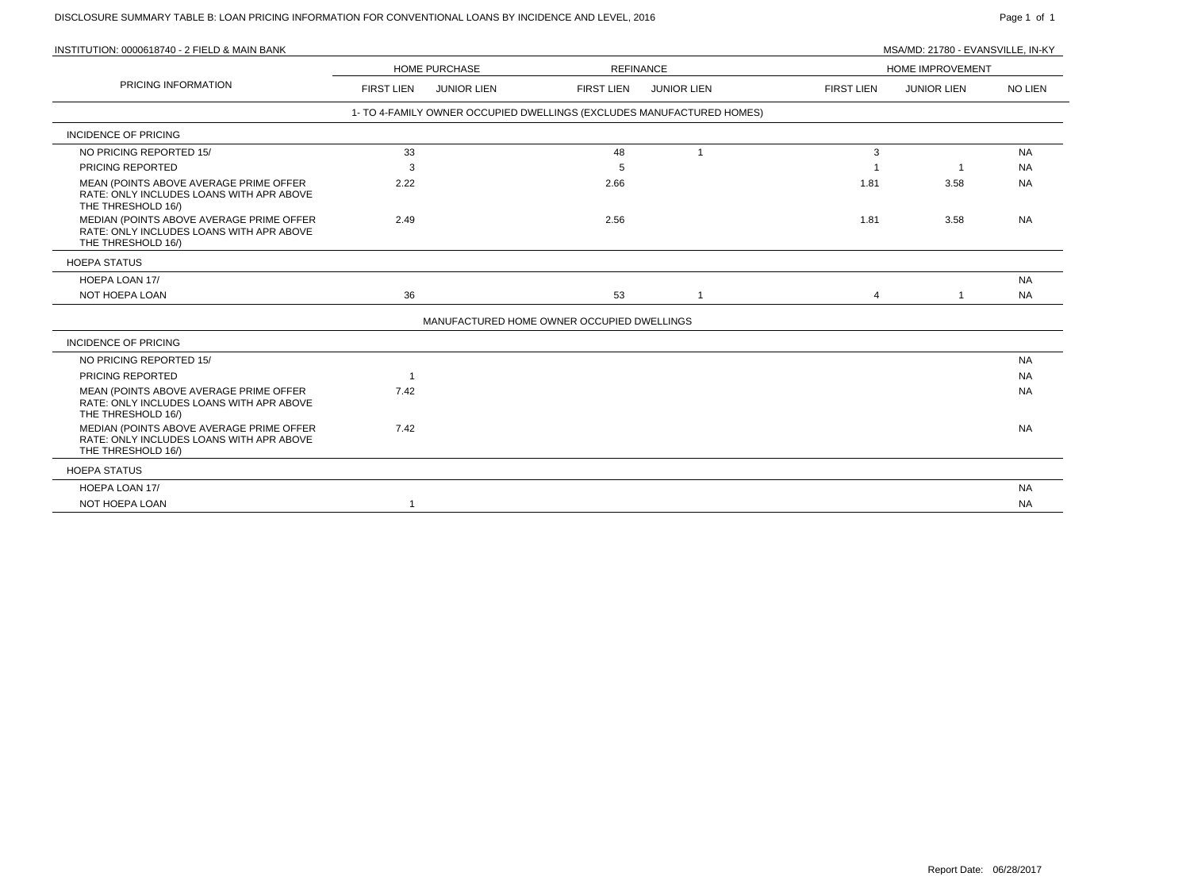# DISCLOSURE SUMMARY TABLE B: LOAN PRICING INFORMATION FOR CONVENTIONAL LOANS BY INCIDENCE AND LEVEL, 2016

INSTITUTION: 0000618740 - 2 FIELD & MAIN BANK

MSA/MD: 21780 - EVANSVILLE, IN-KY

| PRICING INFORMATION | HOME PURCHASE | | REFINANCE | | HOME IMPROVEMENT | | |
|---|---|---|---|---|---|---|---|
| | FIRST LIEN | JUNIOR LIEN | FIRST LIEN | JUNIOR LIEN | FIRST LIEN | JUNIOR LIEN | NO LIEN |
| **1- TO 4-FAMILY OWNER OCCUPIED DWELLINGS (EXCLUDES MANUFACTURED HOMES)** | | | | | | | |
| INCIDENCE OF PRICING | | | | | | | |
| NO PRICING REPORTED 15/ | 33 | | 48 | 1 | 3 | | NA |
| PRICING REPORTED | 3 | | 5 | | 1 | 1 | NA |
| MEAN (POINTS ABOVE AVERAGE PRIME OFFER RATE: ONLY INCLUDES LOANS WITH APR ABOVE THE THRESHOLD 16/) | 2.22 | | 2.66 | | 1.81 | 3.58 | NA |
| MEDIAN (POINTS ABOVE AVERAGE PRIME OFFER RATE: ONLY INCLUDES LOANS WITH APR ABOVE THE THRESHOLD 16/) | 2.49 | | 2.56 | | 1.81 | 3.58 | NA |
| HOEPA STATUS | | | | | | | |
| HOEPA LOAN 17/ | | | | | | | NA |
| NOT HOEPA LOAN | 36 | | 53 | 1 | 4 | 1 | NA |
| **MANUFACTURED HOME OWNER OCCUPIED DWELLINGS** | | | | | | | |
| INCIDENCE OF PRICING | | | | | | | |
| NO PRICING REPORTED 15/ | | | | | | | NA |
| PRICING REPORTED | 1 | | | | | | NA |
| MEAN (POINTS ABOVE AVERAGE PRIME OFFER RATE: ONLY INCLUDES LOANS WITH APR ABOVE THE THRESHOLD 16/) | 7.42 | | | | | | NA |
| MEDIAN (POINTS ABOVE AVERAGE PRIME OFFER RATE: ONLY INCLUDES LOANS WITH APR ABOVE THE THRESHOLD 16/) | 7.42 | | | | | | NA |
| HOEPA STATUS | | | | | | | |
| HOEPA LOAN 17/ | | | | | | | NA |
| NOT HOEPA LOAN | 1 | | | | | | NA |

Report Date: 06/28/2017